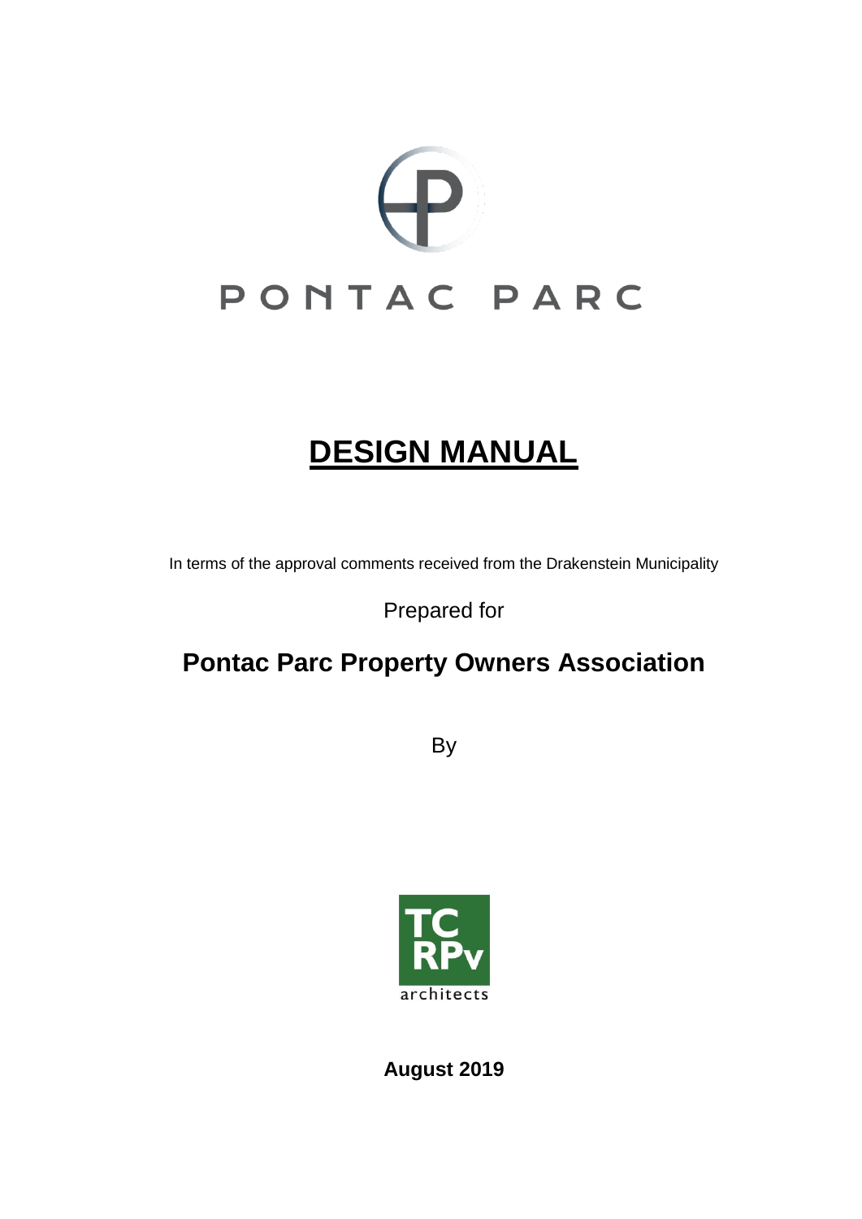PONTAC PARC

# **DESIGN MANUAL**

In terms of the approval comments received from the Drakenstein Municipality

Prepared for

## **Pontac Parc Property Owners Association**

By

TC RPv architects

**August 2019**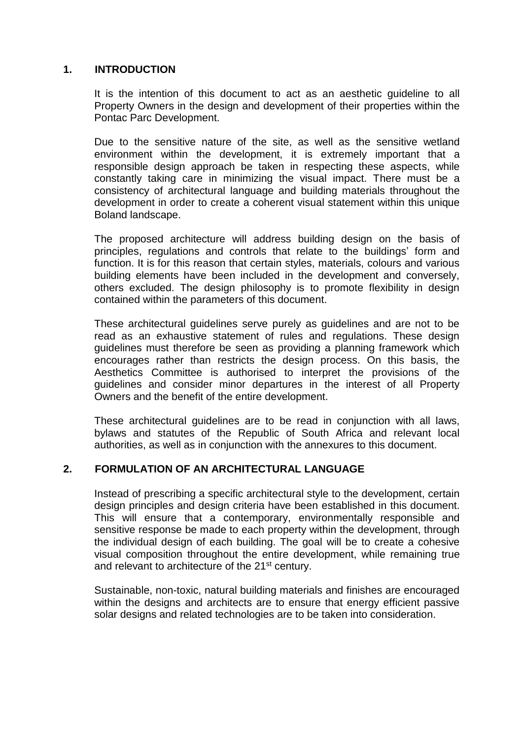## 1. INTRODUCTION

It is the intention of this document to act as an aesthetic guideline to all Property Owners in the design and development of their properties within the Pontac Parc Development.

Due to the sensitive nature of the site, as well as the sensitive wetland environment within the development, it is extremely important that a responsible design approach be taken in respecting these aspects, while constantly taking care in minimizing the visual impact. There must be a consistency of architectural language and building materials throughout the development in order to create a coherent visual statement within this unique Boland landscape.

The proposed architecture will address building design on the basis of principles, regulations and controls that relate to the buildings' form and function. It is for this reason that certain styles, materials, colours and various building elements have been included in the development and conversely, others excluded. The design philosophy is to promote flexibility in design contained within the parameters of this document.

These architectural guidelines serve purely as guidelines and are not to be read as an exhaustive statement of rules and regulations. These design guidelines must therefore be seen as providing a planning framework which encourages rather than restricts the design process. On this basis, the Aesthetics Committee is authorised to interpret the provisions of the guidelines and consider minor departures in the interest of all Property Owners and the benefit of the entire development.

These architectural guidelines are to be read in conjunction with all laws, bylaws and statutes of the Republic of South Africa and relevant local authorities, as well as in conjunction with the annexures to this document.

## 2. FORMULATION OF AN ARCHITECTURAL LANGUAGE

Instead of prescribing a specific architectural style to the development, certain design principles and design criteria have been established in this document. This will ensure that a contemporary, environmentally responsible and sensitive response be made to each property within the development, through the individual design of each building. The goal will be to create a cohesive visual composition throughout the entire development, while remaining true and relevant to architecture of the 21st century.

Sustainable, non-toxic, natural building materials and finishes are encouraged within the designs and architects are to ensure that energy efficient passive solar designs and related technologies are to be taken into consideration.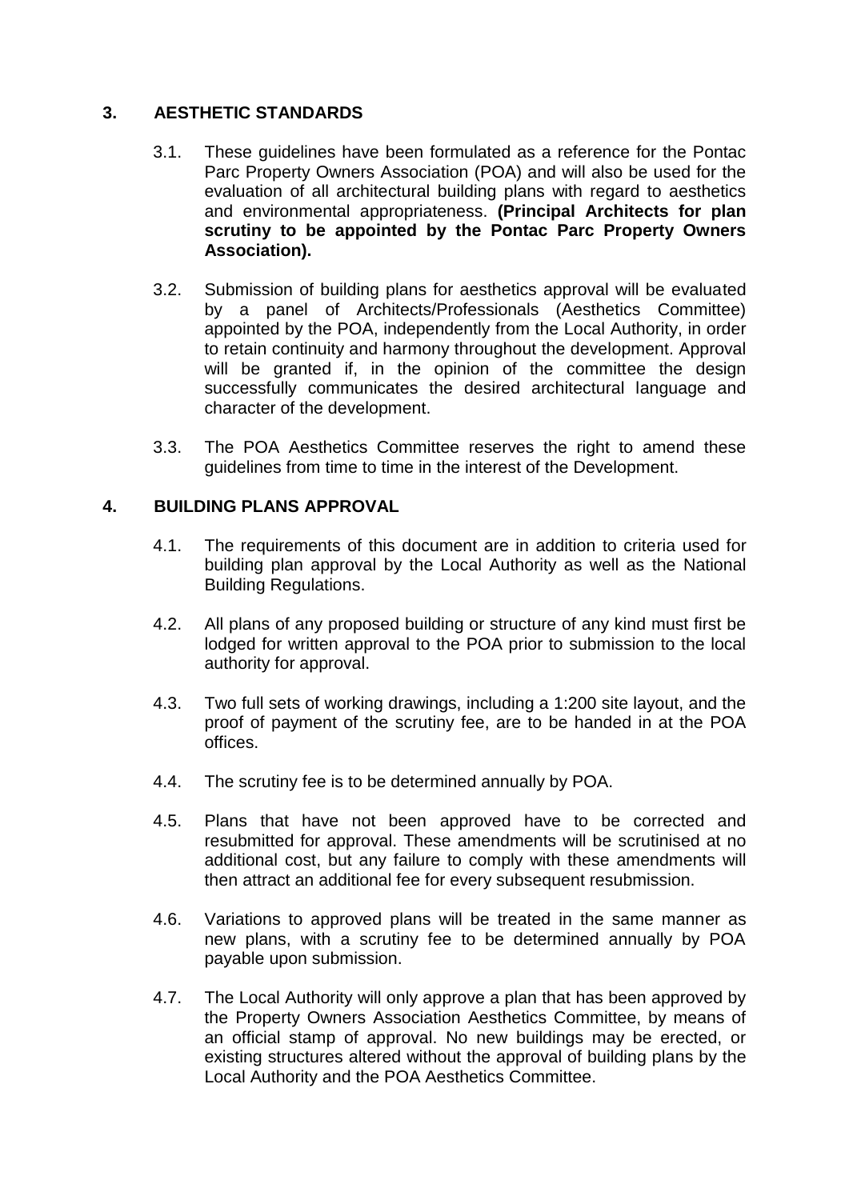## 3. AESTHETIC STANDARDS

3.1. These guidelines have been formulated as a reference for the Pontac Parc Property Owners Association (POA) and will also be used for the evaluation of all architectural building plans with regard to aesthetics and environmental appropriateness. **(Principal Architects for plan scrutiny to be appointed by the Pontac Parc Property Owners Association).**

3.2. Submission of building plans for aesthetics approval will be evaluated by a panel of Architects/Professionals (Aesthetics Committee) appointed by the POA, independently from the Local Authority, in order to retain continuity and harmony throughout the development. Approval will be granted if, in the opinion of the committee the design successfully communicates the desired architectural language and character of the development.

3.3. The POA Aesthetics Committee reserves the right to amend these guidelines from time to time in the interest of the Development.

## 4. BUILDING PLANS APPROVAL

4.1. The requirements of this document are in addition to criteria used for building plan approval by the Local Authority as well as the National Building Regulations.

4.2. All plans of any proposed building or structure of any kind must first be lodged for written approval to the POA prior to submission to the local authority for approval.

4.3. Two full sets of working drawings, including a 1:200 site layout, and the proof of payment of the scrutiny fee, are to be handed in at the POA offices.

4.4. The scrutiny fee is to be determined annually by POA.

4.5. Plans that have not been approved have to be corrected and resubmitted for approval. These amendments will be scrutinised at no additional cost, but any failure to comply with these amendments will then attract an additional fee for every subsequent resubmission.

4.6. Variations to approved plans will be treated in the same manner as new plans, with a scrutiny fee to be determined annually by POA payable upon submission.

4.7. The Local Authority will only approve a plan that has been approved by the Property Owners Association Aesthetics Committee, by means of an official stamp of approval. No new buildings may be erected, or existing structures altered without the approval of building plans by the Local Authority and the POA Aesthetics Committee.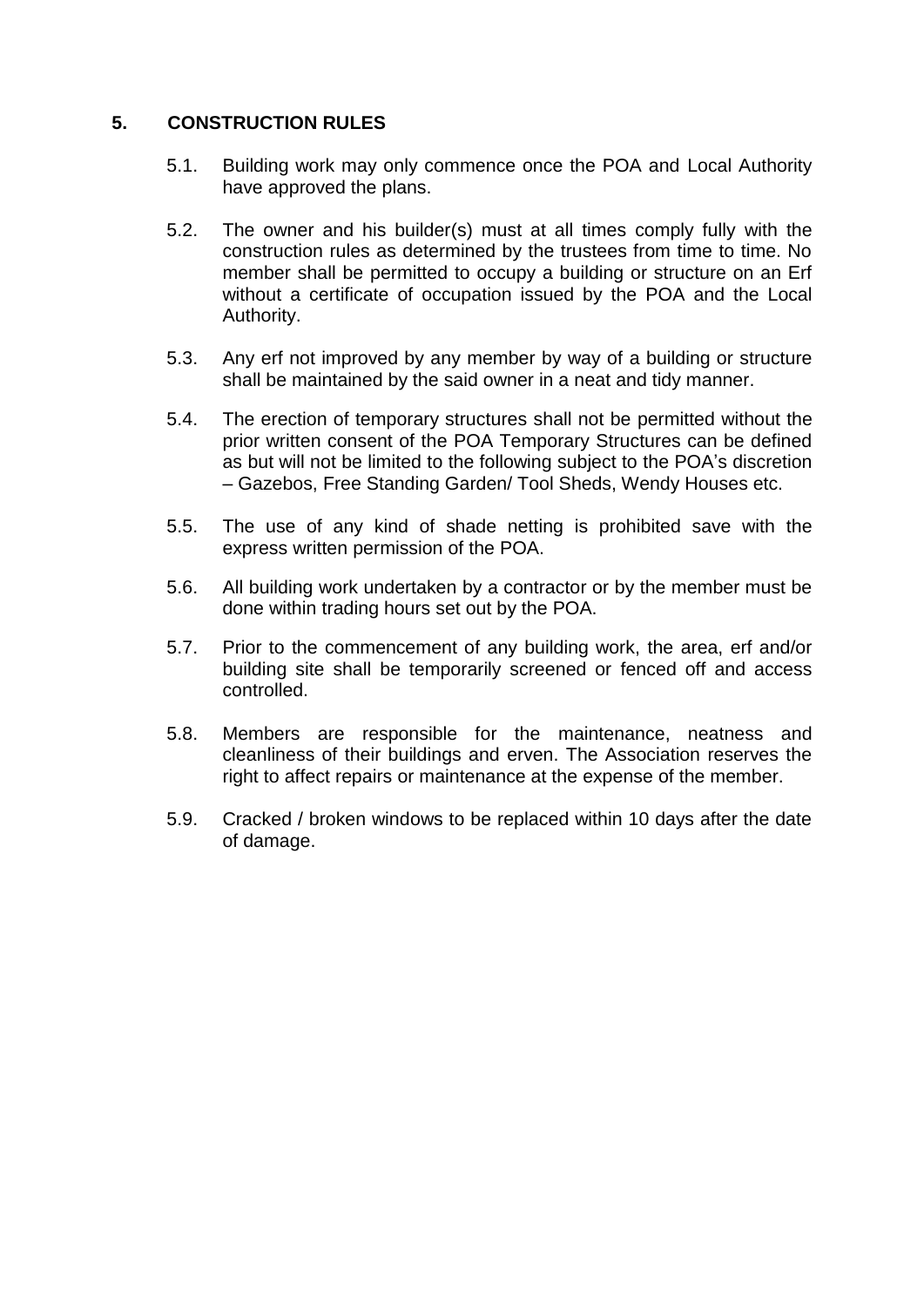## 5. CONSTRUCTION RULES

5.1. Building work may only commence once the POA and Local Authority have approved the plans.

5.2. The owner and his builder(s) must at all times comply fully with the construction rules as determined by the trustees from time to time. No member shall be permitted to occupy a building or structure on an Erf without a certificate of occupation issued by the POA and the Local Authority.

5.3. Any erf not improved by any member by way of a building or structure shall be maintained by the said owner in a neat and tidy manner.

5.4. The erection of temporary structures shall not be permitted without the prior written consent of the POA Temporary Structures can be defined as but will not be limited to the following subject to the POA's discretion – Gazebos, Free Standing Garden/ Tool Sheds, Wendy Houses etc.

5.5. The use of any kind of shade netting is prohibited save with the express written permission of the POA.

5.6. All building work undertaken by a contractor or by the member must be done within trading hours set out by the POA.

5.7. Prior to the commencement of any building work, the area, erf and/or building site shall be temporarily screened or fenced off and access controlled.

5.8. Members are responsible for the maintenance, neatness and cleanliness of their buildings and erven. The Association reserves the right to affect repairs or maintenance at the expense of the member.

5.9. Cracked / broken windows to be replaced within 10 days after the date of damage.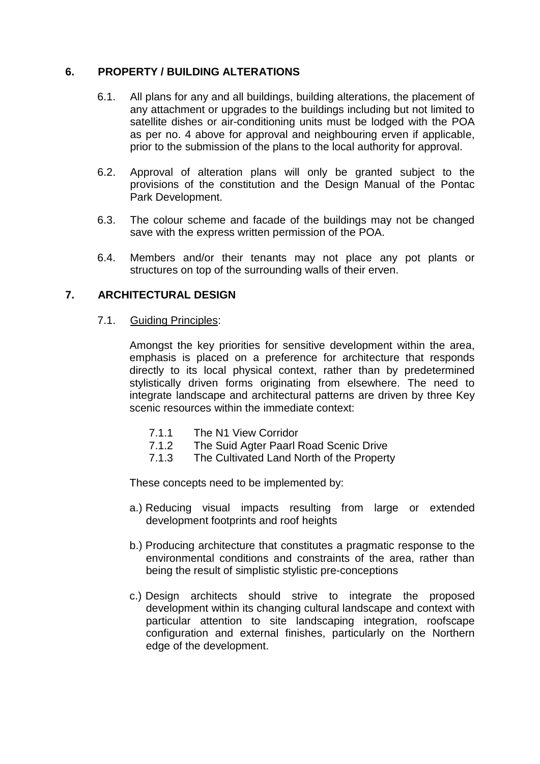## 6. PROPERTY / BUILDING ALTERATIONS

6.1. All plans for any and all buildings, building alterations, the placement of any attachment or upgrades to the buildings including but not limited to satellite dishes or air-conditioning units must be lodged with the POA as per no. 4 above for approval and neighbouring erven if applicable, prior to the submission of the plans to the local authority for approval.

6.2. Approval of alteration plans will only be granted subject to the provisions of the constitution and the Design Manual of the Pontac Park Development.

6.3. The colour scheme and facade of the buildings may not be changed save with the express written permission of the POA.

6.4. Members and/or their tenants may not place any pot plants or structures on top of the surrounding walls of their erven.

## 7. ARCHITECTURAL DESIGN

7.1. Guiding Principles:

Amongst the key priorities for sensitive development within the area, emphasis is placed on a preference for architecture that responds directly to its local physical context, rather than by predetermined stylistically driven forms originating from elsewhere. The need to integrate landscape and architectural patterns are driven by three Key scenic resources within the immediate context:

7.1.1 The N1 View Corridor
7.1.2 The Suid Agter Paarl Road Scenic Drive
7.1.3 The Cultivated Land North of the Property

These concepts need to be implemented by:

a.) Reducing visual impacts resulting from large or extended development footprints and roof heights

b.) Producing architecture that constitutes a pragmatic response to the environmental conditions and constraints of the area, rather than being the result of simplistic stylistic pre-conceptions

c.) Design architects should strive to integrate the proposed development within its changing cultural landscape and context with particular attention to site landscaping integration, roofscape configuration and external finishes, particularly on the Northern edge of the development.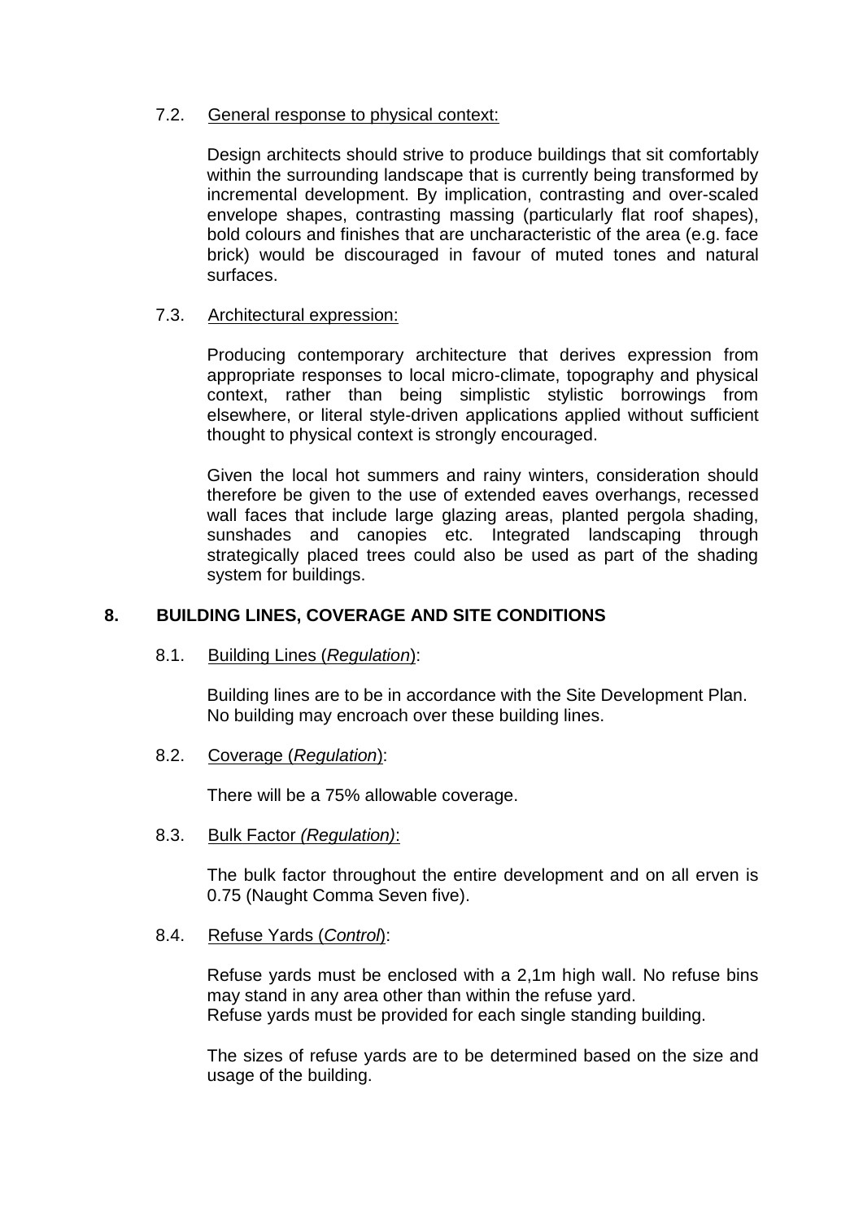### 7.2. <u>General response to physical context:</u>

Design architects should strive to produce buildings that sit comfortably within the surrounding landscape that is currently being transformed by incremental development. By implication, contrasting and over-scaled envelope shapes, contrasting massing (particularly flat roof shapes), bold colours and finishes that are uncharacteristic of the area (e.g. face brick) would be discouraged in favour of muted tones and natural surfaces.

### 7.3. <u>Architectural expression:</u>

Producing contemporary architecture that derives expression from appropriate responses to local micro-climate, topography and physical context, rather than being simplistic stylistic borrowings from elsewhere, or literal style-driven applications applied without sufficient thought to physical context is strongly encouraged.

Given the local hot summers and rainy winters, consideration should therefore be given to the use of extended eaves overhangs, recessed wall faces that include large glazing areas, planted pergola shading, sunshades and canopies etc. Integrated landscaping through strategically placed trees could also be used as part of the shading system for buildings.

## 8. BUILDING LINES, COVERAGE AND SITE CONDITIONS

### 8.1. <u>Building Lines (*Regulation*):</u>

Building lines are to be in accordance with the Site Development Plan. No building may encroach over these building lines.

### 8.2. <u>Coverage (*Regulation*):</u>

There will be a 75% allowable coverage.

### 8.3. <u>Bulk Factor *(Regulation)*:</u>

The bulk factor throughout the entire development and on all erven is 0.75 (Naught Comma Seven five).

### 8.4. <u>Refuse Yards (*Control*):</u>

Refuse yards must be enclosed with a 2,1m high wall. No refuse bins may stand in any area other than within the refuse yard.
Refuse yards must be provided for each single standing building.

The sizes of refuse yards are to be determined based on the size and usage of the building.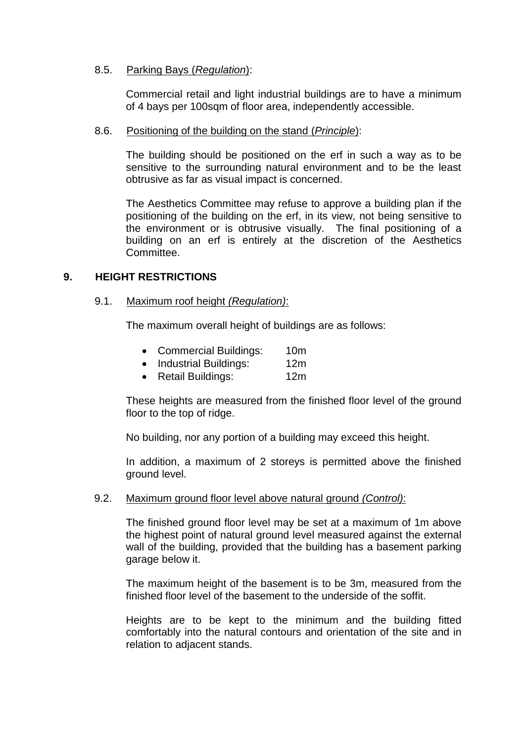8.5. Parking Bays (*Regulation*):

Commercial retail and light industrial buildings are to have a minimum of 4 bays per 100sqm of floor area, independently accessible.

8.6. Positioning of the building on the stand (*Principle*):

The building should be positioned on the erf in such a way as to be sensitive to the surrounding natural environment and to be the least obtrusive as far as visual impact is concerned.

The Aesthetics Committee may refuse to approve a building plan if the positioning of the building on the erf, in its view, not being sensitive to the environment or is obtrusive visually. The final positioning of a building on an erf is entirely at the discretion of the Aesthetics Committee.

## 9. HEIGHT RESTRICTIONS

9.1. Maximum roof height *(Regulation)*:

The maximum overall height of buildings are as follows:

- Commercial Buildings: 10m
- Industrial Buildings: 12m
- Retail Buildings: 12m

These heights are measured from the finished floor level of the ground floor to the top of ridge.

No building, nor any portion of a building may exceed this height.

In addition, a maximum of 2 storeys is permitted above the finished ground level.

9.2. Maximum ground floor level above natural ground *(Control)*:

The finished ground floor level may be set at a maximum of 1m above the highest point of natural ground level measured against the external wall of the building, provided that the building has a basement parking garage below it.

The maximum height of the basement is to be 3m, measured from the finished floor level of the basement to the underside of the soffit.

Heights are to be kept to the minimum and the building fitted comfortably into the natural contours and orientation of the site and in relation to adjacent stands.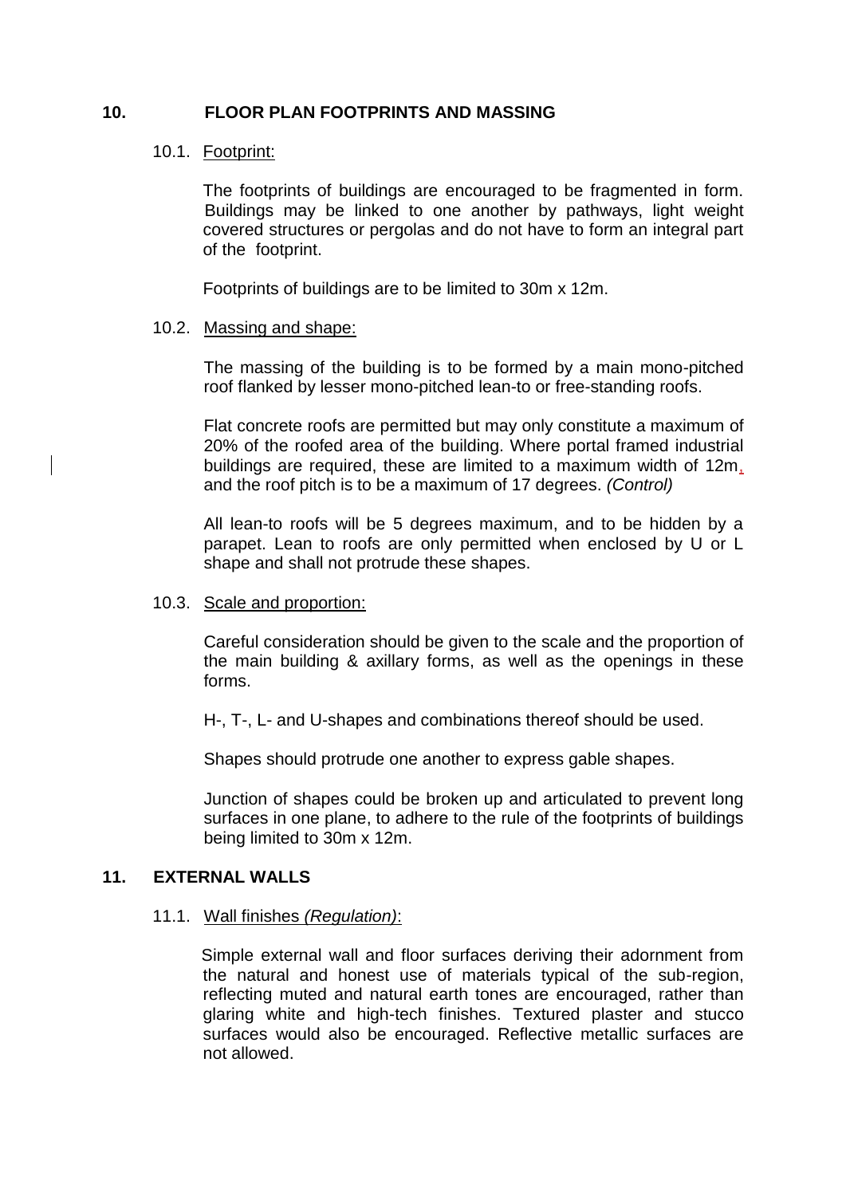## 10. FLOOR PLAN FOOTPRINTS AND MASSING

### 10.1. Footprint:

The footprints of buildings are encouraged to be fragmented in form. Buildings may be linked to one another by pathways, light weight covered structures or pergolas and do not have to form an integral part of the footprint.

Footprints of buildings are to be limited to 30m x 12m.

### 10.2. Massing and shape:

The massing of the building is to be formed by a main mono-pitched roof flanked by lesser mono-pitched lean-to or free-standing roofs.

Flat concrete roofs are permitted but may only constitute a maximum of 20% of the roofed area of the building. Where portal framed industrial buildings are required, these are limited to a maximum width of 12m, and the roof pitch is to be a maximum of 17 degrees. *(Control)*

All lean-to roofs will be 5 degrees maximum, and to be hidden by a parapet. Lean to roofs are only permitted when enclosed by U or L shape and shall not protrude these shapes.

### 10.3. Scale and proportion:

Careful consideration should be given to the scale and the proportion of the main building & axillary forms, as well as the openings in these forms.

H-, T-, L- and U-shapes and combinations thereof should be used.

Shapes should protrude one another to express gable shapes.

Junction of shapes could be broken up and articulated to prevent long surfaces in one plane, to adhere to the rule of the footprints of buildings being limited to 30m x 12m.

## 11. EXTERNAL WALLS

### 11.1. Wall finishes *(Regulation)*:

Simple external wall and floor surfaces deriving their adornment from the natural and honest use of materials typical of the sub-region, reflecting muted and natural earth tones are encouraged, rather than glaring white and high-tech finishes. Textured plaster and stucco surfaces would also be encouraged. Reflective metallic surfaces are not allowed.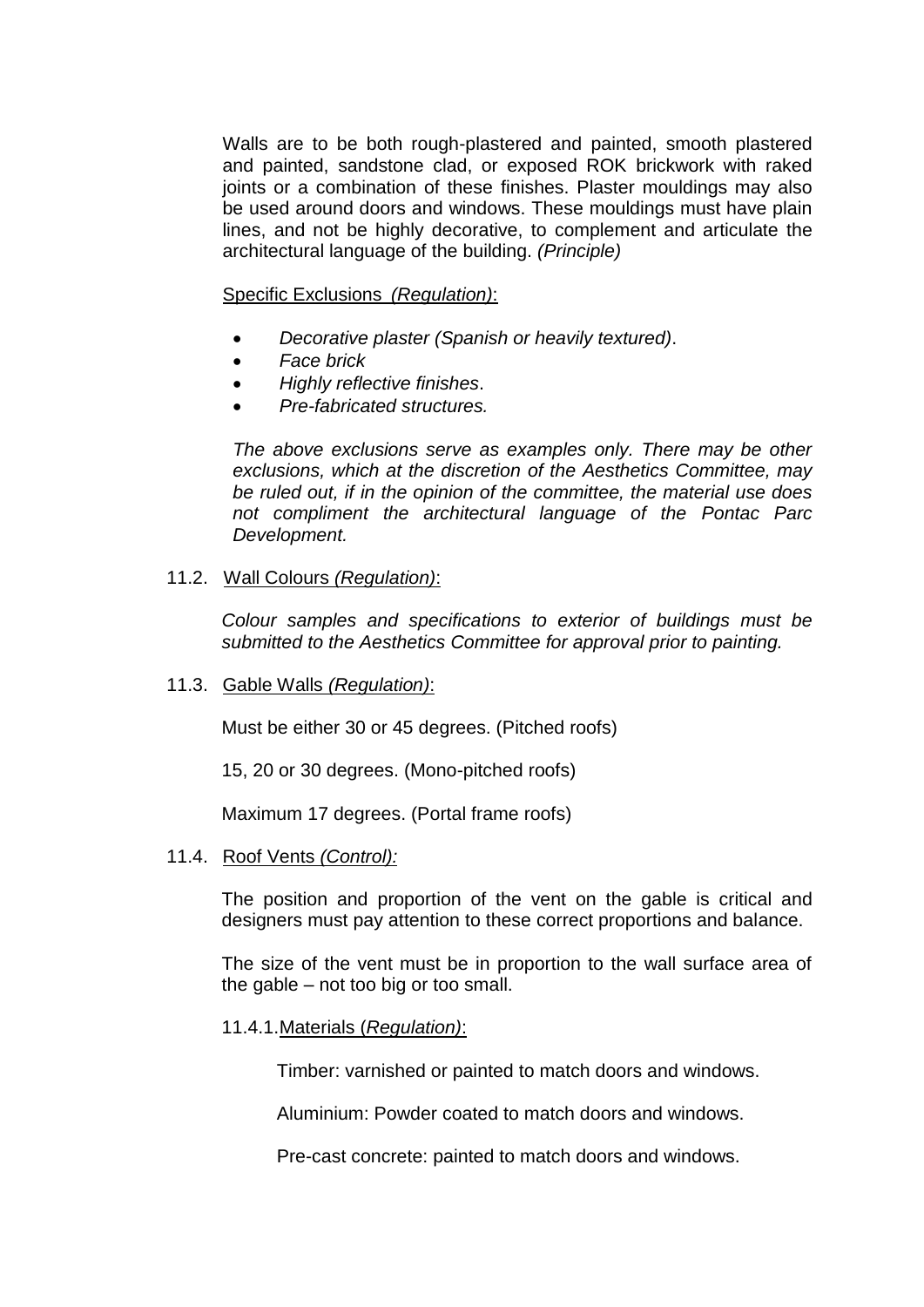Walls are to be both rough-plastered and painted, smooth plastered and painted, sandstone clad, or exposed ROK brickwork with raked joints or a combination of these finishes. Plaster mouldings may also be used around doors and windows. These mouldings must have plain lines, and not be highly decorative, to complement and articulate the architectural language of the building. *(Principle)*

Specific Exclusions *(Regulation)*:

- *Decorative plaster (Spanish or heavily textured)*.
- *Face brick*
- *Highly reflective finishes*.
- *Pre-fabricated structures.*

*The above exclusions serve as examples only. There may be other exclusions, which at the discretion of the Aesthetics Committee, may be ruled out, if in the opinion of the committee, the material use does not compliment the architectural language of the Pontac Parc Development.*

11.2. Wall Colours *(Regulation)*:

*Colour samples and specifications to exterior of buildings must be submitted to the Aesthetics Committee for approval prior to painting.*

11.3. Gable Walls *(Regulation)*:

Must be either 30 or 45 degrees. (Pitched roofs)

15, 20 or 30 degrees. (Mono-pitched roofs)

Maximum 17 degrees. (Portal frame roofs)

11.4. Roof Vents *(Control):*

The position and proportion of the vent on the gable is critical and designers must pay attention to these correct proportions and balance.

The size of the vent must be in proportion to the wall surface area of the gable – not too big or too small.

11.4.1. Materials (*Regulation)*:

Timber: varnished or painted to match doors and windows.

Aluminium: Powder coated to match doors and windows.

Pre-cast concrete: painted to match doors and windows.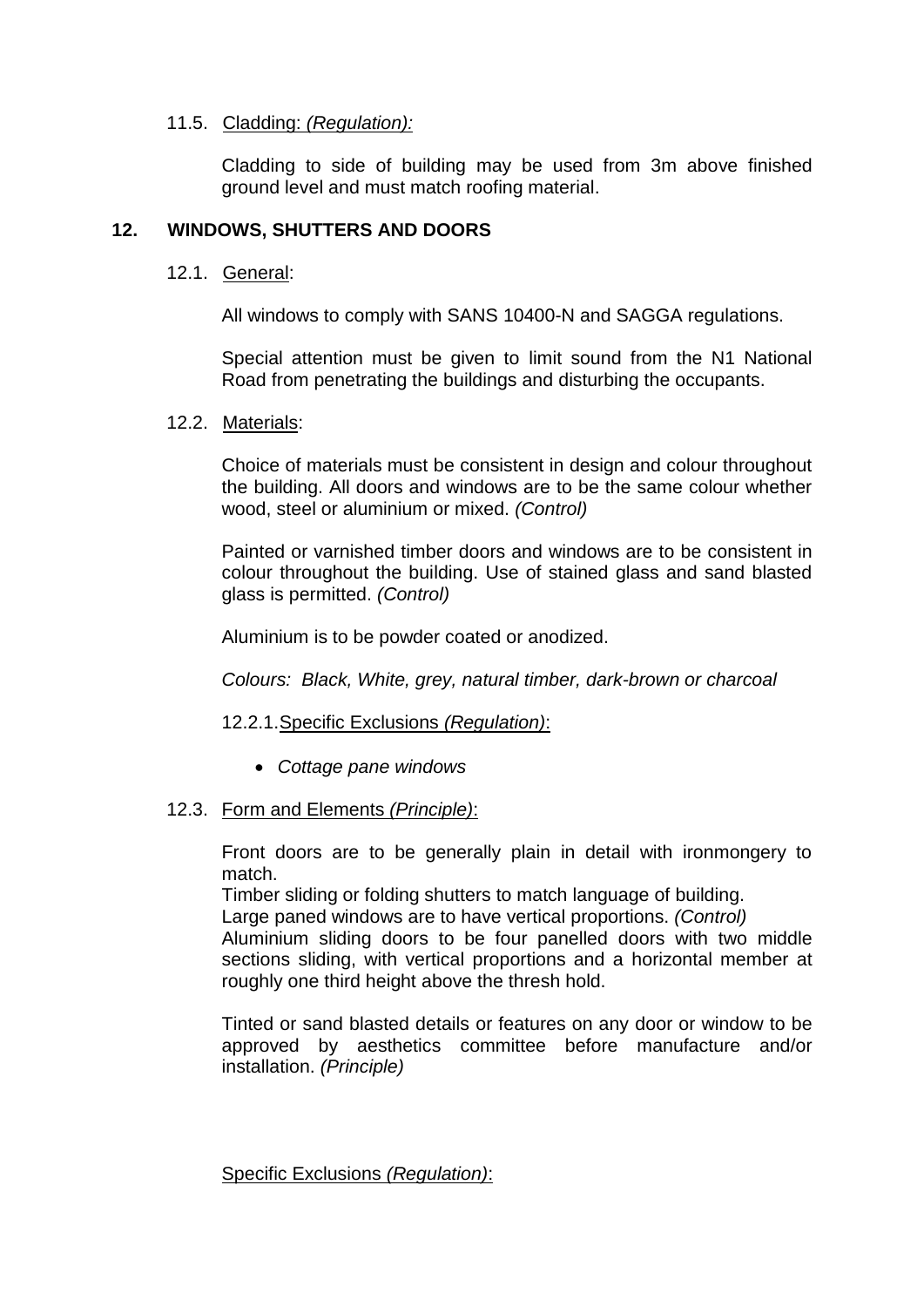### 11.5. Cladding: *(Regulation):*

Cladding to side of building may be used from 3m above finished ground level and must match roofing material.

## 12. WINDOWS, SHUTTERS AND DOORS

### 12.1. General:

All windows to comply with SANS 10400-N and SAGGA regulations.

Special attention must be given to limit sound from the N1 National Road from penetrating the buildings and disturbing the occupants.

### 12.2. Materials:

Choice of materials must be consistent in design and colour throughout the building. All doors and windows are to be the same colour whether wood, steel or aluminium or mixed. *(Control)*

Painted or varnished timber doors and windows are to be consistent in colour throughout the building. Use of stained glass and sand blasted glass is permitted. *(Control)*

Aluminium is to be powder coated or anodized.

*Colours: Black, White, grey, natural timber, dark-brown or charcoal*

#### 12.2.1. Specific Exclusions *(Regulation)*:

- *Cottage pane windows*

### 12.3. Form and Elements *(Principle)*:

Front doors are to be generally plain in detail with ironmongery to match.
Timber sliding or folding shutters to match language of building.
Large paned windows are to have vertical proportions. *(Control)*
Aluminium sliding doors to be four panelled doors with two middle sections sliding, with vertical proportions and a horizontal member at roughly one third height above the thresh hold.

Tinted or sand blasted details or features on any door or window to be approved by aesthetics committee before manufacture and/or installation. *(Principle)*

Specific Exclusions *(Regulation)*: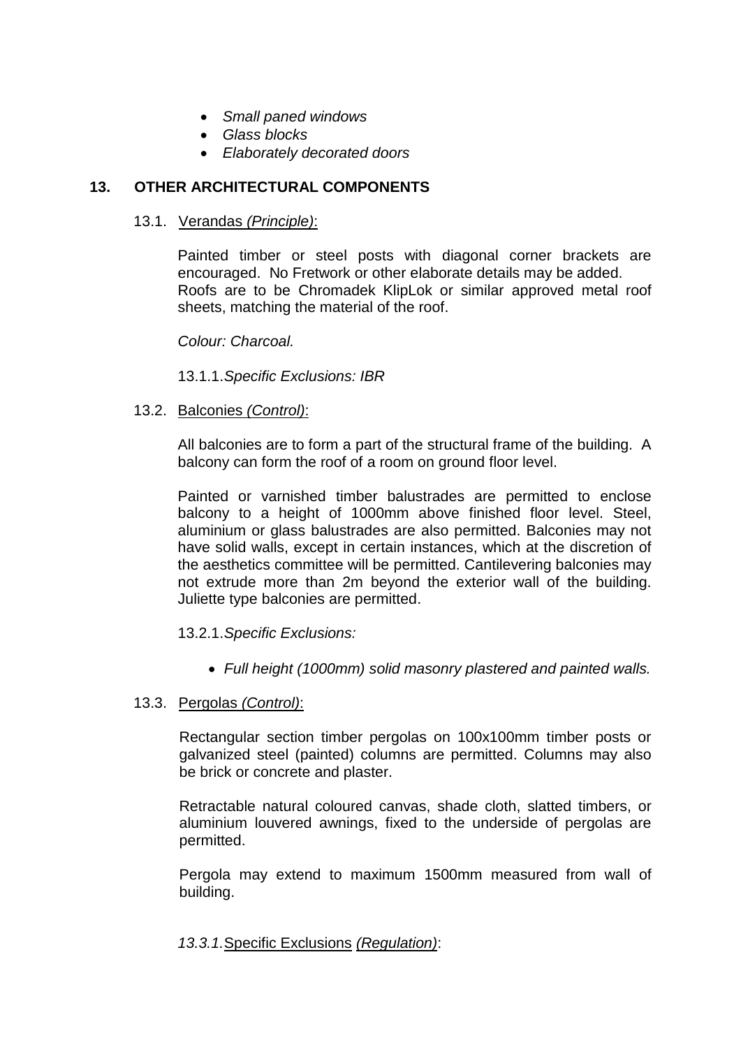- *Small paned windows*
- *Glass blocks*
- *Elaborately decorated doors*

## 13. OTHER ARCHITECTURAL COMPONENTS

### 13.1. Verandas *(Principle)*:

Painted timber or steel posts with diagonal corner brackets are encouraged. No Fretwork or other elaborate details may be added. Roofs are to be Chromadek KlipLok or similar approved metal roof sheets, matching the material of the roof.

*Colour: Charcoal.*

13.1.1. *Specific Exclusions: IBR*

### 13.2. Balconies *(Control)*:

All balconies are to form a part of the structural frame of the building. A balcony can form the roof of a room on ground floor level.

Painted or varnished timber balustrades are permitted to enclose balcony to a height of 1000mm above finished floor level. Steel, aluminium or glass balustrades are also permitted. Balconies may not have solid walls, except in certain instances, which at the discretion of the aesthetics committee will be permitted. Cantilevering balconies may not extrude more than 2m beyond the exterior wall of the building. Juliette type balconies are permitted.

13.2.1. *Specific Exclusions:*

- *Full height (1000mm) solid masonry plastered and painted walls.*

### 13.3. Pergolas *(Control)*:

Rectangular section timber pergolas on 100x100mm timber posts or galvanized steel (painted) columns are permitted. Columns may also be brick or concrete and plaster.

Retractable natural coloured canvas, shade cloth, slatted timbers, or aluminium louvered awnings, fixed to the underside of pergolas are permitted.

Pergola may extend to maximum 1500mm measured from wall of building.

*13.3.1.* Specific Exclusions *(Regulation)*: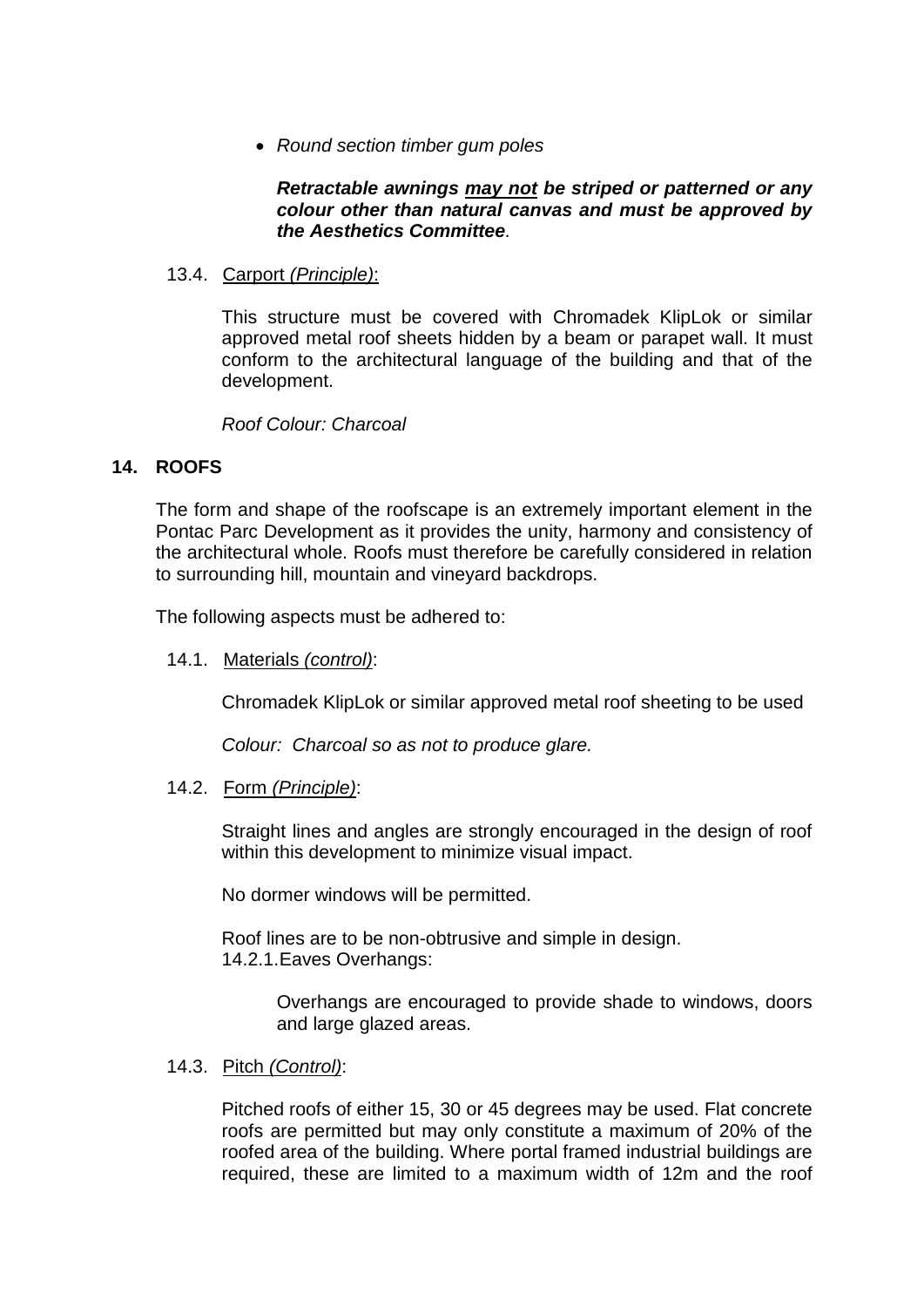- *Round section timber gum poles*

  ***Retractable awnings <u>may not</u> be striped or patterned or any colour other than natural canvas and must be approved by the Aesthetics Committee.***

13.4. <u>Carport *(Principle)*</u>:

This structure must be covered with Chromadek KlipLok or similar approved metal roof sheets hidden by a beam or parapet wall. It must conform to the architectural language of the building and that of the development.

*Roof Colour: Charcoal*

## 14. ROOFS

The form and shape of the roofscape is an extremely important element in the Pontac Parc Development as it provides the unity, harmony and consistency of the architectural whole. Roofs must therefore be carefully considered in relation to surrounding hill, mountain and vineyard backdrops.

The following aspects must be adhered to:

14.1. <u>Materials *(control)*</u>:

Chromadek KlipLok or similar approved metal roof sheeting to be used

*Colour: Charcoal so as not to produce glare.*

14.2. <u>Form *(Principle)*</u>:

Straight lines and angles are strongly encouraged in the design of roof within this development to minimize visual impact.

No dormer windows will be permitted.

Roof lines are to be non-obtrusive and simple in design.

14.2.1. Eaves Overhangs:

Overhangs are encouraged to provide shade to windows, doors and large glazed areas.

14.3. <u>Pitch *(Control)*</u>:

Pitched roofs of either 15, 30 or 45 degrees may be used. Flat concrete roofs are permitted but may only constitute a maximum of 20% of the roofed area of the building. Where portal framed industrial buildings are required, these are limited to a maximum width of 12m and the roof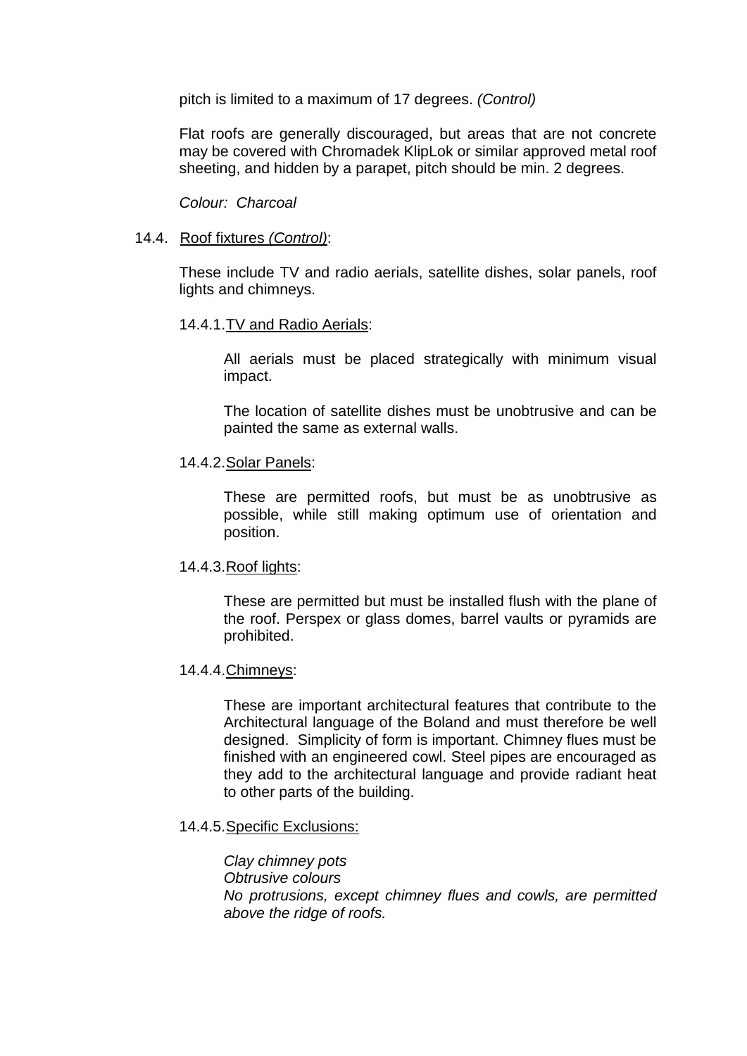pitch is limited to a maximum of 17 degrees. *(Control)*

Flat roofs are generally discouraged, but areas that are not concrete may be covered with Chromadek KlipLok or similar approved metal roof sheeting, and hidden by a parapet, pitch should be min. 2 degrees.

*Colour: Charcoal*

14.4. Roof fixtures *(Control)*:

These include TV and radio aerials, satellite dishes, solar panels, roof lights and chimneys.

14.4.1. TV and Radio Aerials:

All aerials must be placed strategically with minimum visual impact.

The location of satellite dishes must be unobtrusive and can be painted the same as external walls.

14.4.2. Solar Panels:

These are permitted roofs, but must be as unobtrusive as possible, while still making optimum use of orientation and position.

14.4.3. Roof lights:

These are permitted but must be installed flush with the plane of the roof. Perspex or glass domes, barrel vaults or pyramids are prohibited.

14.4.4. Chimneys:

These are important architectural features that contribute to the Architectural language of the Boland and must therefore be well designed. Simplicity of form is important. Chimney flues must be finished with an engineered cowl. Steel pipes are encouraged as they add to the architectural language and provide radiant heat to other parts of the building.

14.4.5. Specific Exclusions:

*Clay chimney pots*
*Obtrusive colours*
*No protrusions, except chimney flues and cowls, are permitted above the ridge of roofs.*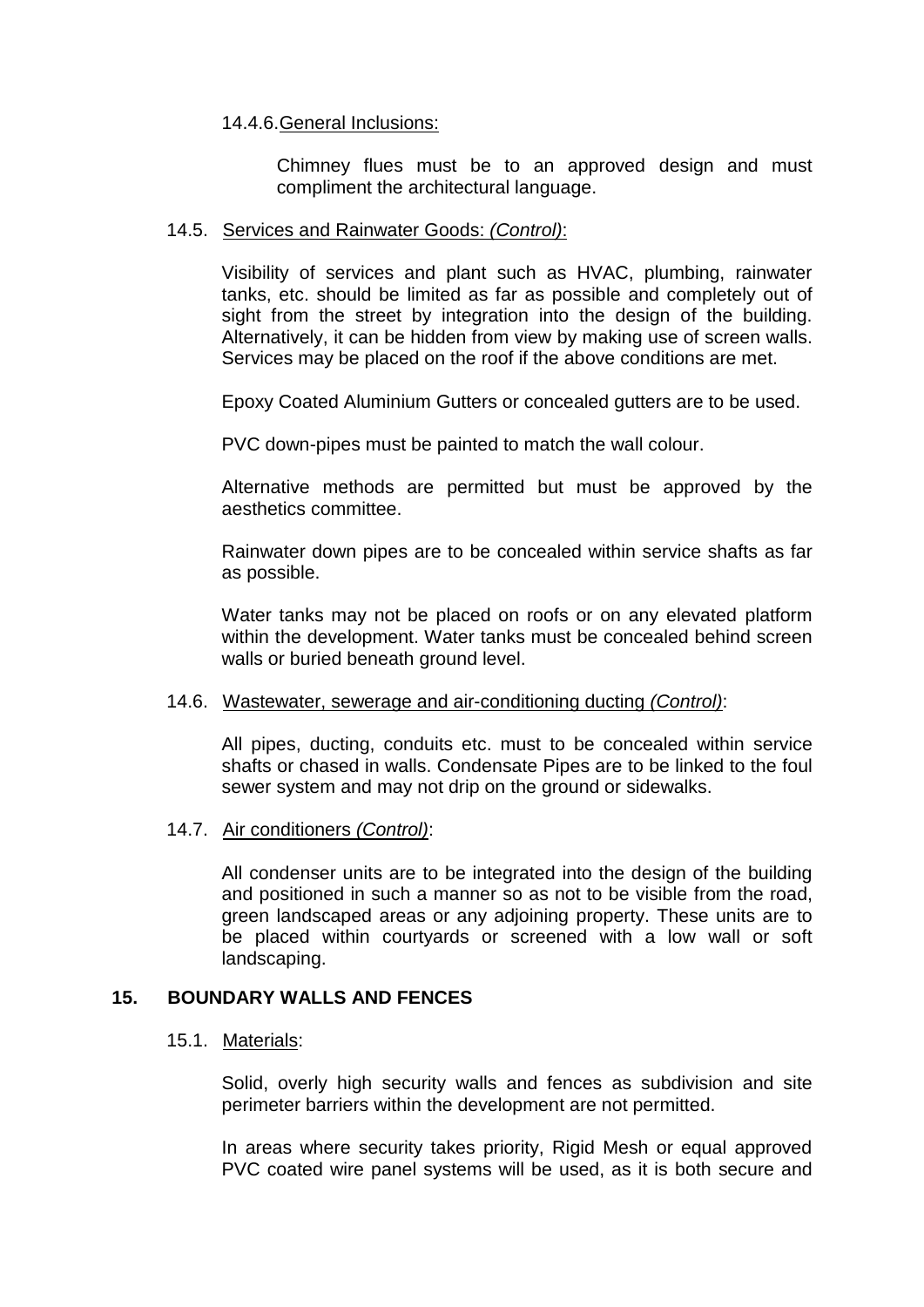14.4.6. General Inclusions:

Chimney flues must be to an approved design and must compliment the architectural language.

14.5. Services and Rainwater Goods: *(Control)*:

Visibility of services and plant such as HVAC, plumbing, rainwater tanks, etc. should be limited as far as possible and completely out of sight from the street by integration into the design of the building. Alternatively, it can be hidden from view by making use of screen walls. Services may be placed on the roof if the above conditions are met.

Epoxy Coated Aluminium Gutters or concealed gutters are to be used.

PVC down-pipes must be painted to match the wall colour.

Alternative methods are permitted but must be approved by the aesthetics committee.

Rainwater down pipes are to be concealed within service shafts as far as possible.

Water tanks may not be placed on roofs or on any elevated platform within the development. Water tanks must be concealed behind screen walls or buried beneath ground level.

14.6. Wastewater, sewerage and air-conditioning ducting *(Control)*:

All pipes, ducting, conduits etc. must to be concealed within service shafts or chased in walls. Condensate Pipes are to be linked to the foul sewer system and may not drip on the ground or sidewalks.

14.7. Air conditioners *(Control)*:

All condenser units are to be integrated into the design of the building and positioned in such a manner so as not to be visible from the road, green landscaped areas or any adjoining property. These units are to be placed within courtyards or screened with a low wall or soft landscaping.

## 15. BOUNDARY WALLS AND FENCES

15.1. Materials:

Solid, overly high security walls and fences as subdivision and site perimeter barriers within the development are not permitted.

In areas where security takes priority, Rigid Mesh or equal approved PVC coated wire panel systems will be used, as it is both secure and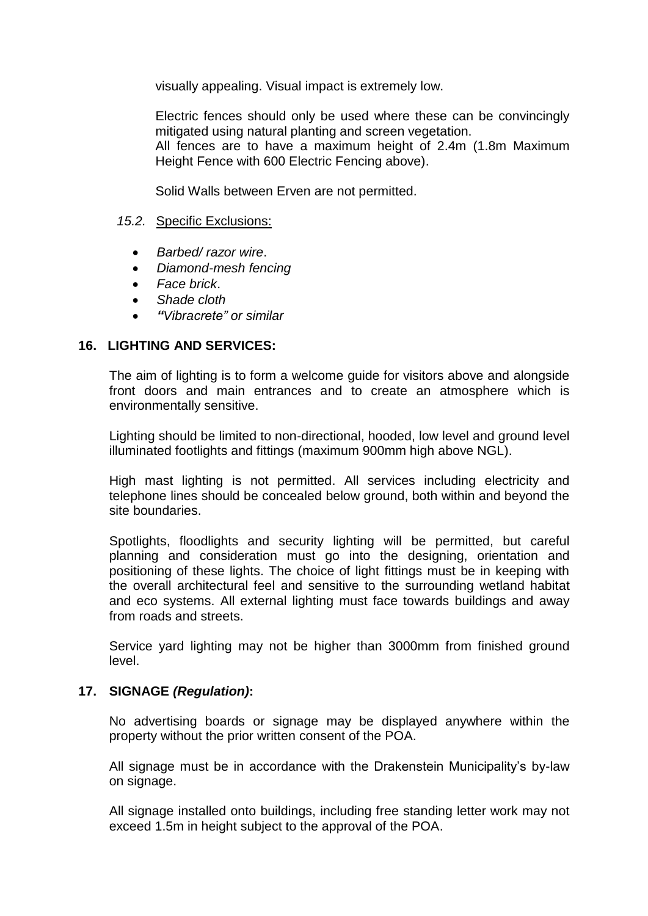visually appealing. Visual impact is extremely low.

Electric fences should only be used where these can be convincingly mitigated using natural planting and screen vegetation.
All fences are to have a maximum height of 2.4m (1.8m Maximum Height Fence with 600 Electric Fencing above).

Solid Walls between Erven are not permitted.

*15.2.* Specific Exclusions:

- *Barbed/ razor wire*.
- *Diamond-mesh fencing*
- *Face brick*.
- *Shade cloth*
- *"Vibracrete" or similar*

## 16. LIGHTING AND SERVICES:

The aim of lighting is to form a welcome guide for visitors above and alongside front doors and main entrances and to create an atmosphere which is environmentally sensitive.

Lighting should be limited to non-directional, hooded, low level and ground level illuminated footlights and fittings (maximum 900mm high above NGL).

High mast lighting is not permitted. All services including electricity and telephone lines should be concealed below ground, both within and beyond the site boundaries.

Spotlights, floodlights and security lighting will be permitted, but careful planning and consideration must go into the designing, orientation and positioning of these lights. The choice of light fittings must be in keeping with the overall architectural feel and sensitive to the surrounding wetland habitat and eco systems. All external lighting must face towards buildings and away from roads and streets.

Service yard lighting may not be higher than 3000mm from finished ground level.

## 17. SIGNAGE *(Regulation)*:

No advertising boards or signage may be displayed anywhere within the property without the prior written consent of the POA.

All signage must be in accordance with the Drakenstein Municipality's by-law on signage.

All signage installed onto buildings, including free standing letter work may not exceed 1.5m in height subject to the approval of the POA.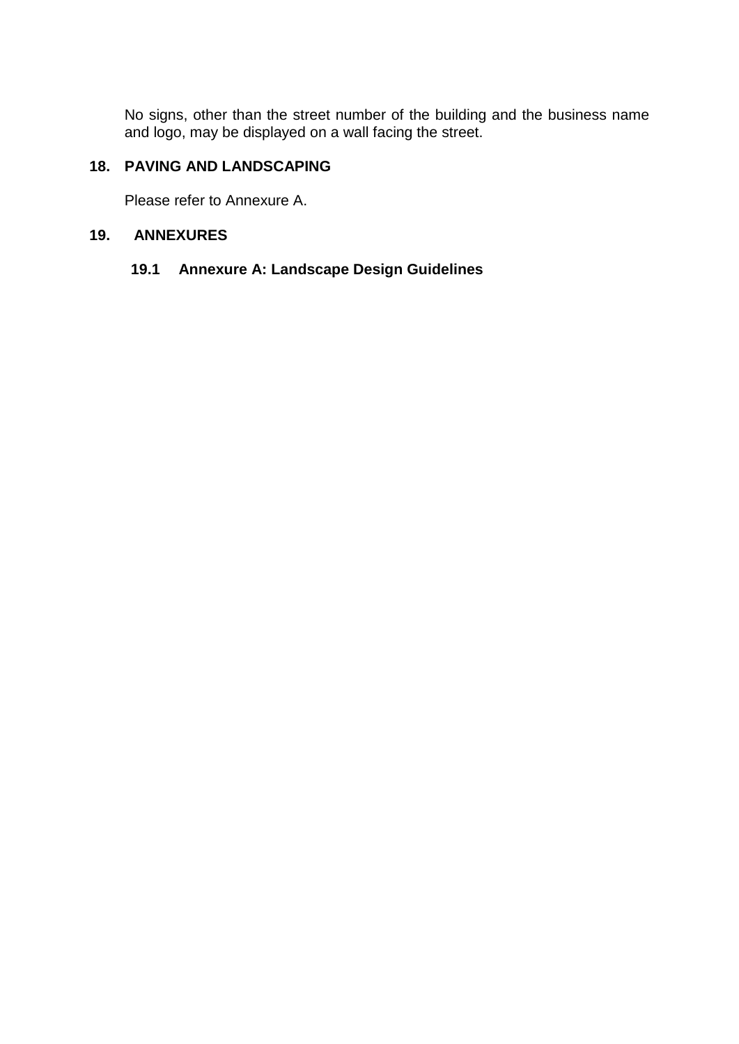No signs, other than the street number of the building and the business name and logo, may be displayed on a wall facing the street.

## 18. PAVING AND LANDSCAPING

Please refer to Annexure A.

## 19. ANNEXURES

### 19.1 Annexure A: Landscape Design Guidelines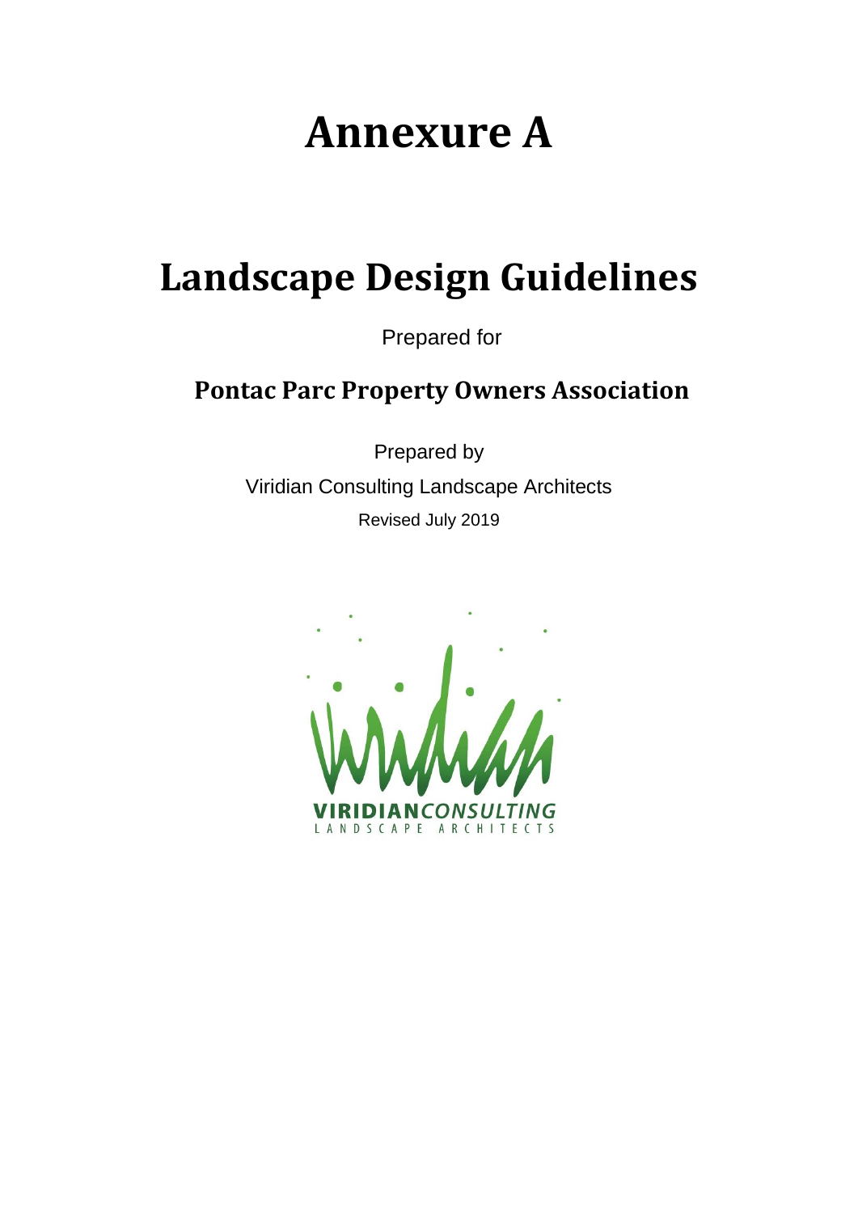# Annexure A

# Landscape Design Guidelines

Prepared for

**Pontac Parc Property Owners Association**

Prepared by

Viridian Consulting Landscape Architects

Revised July 2019

VIRIDIANCONSULTING
LANDSCAPE ARCHITECTS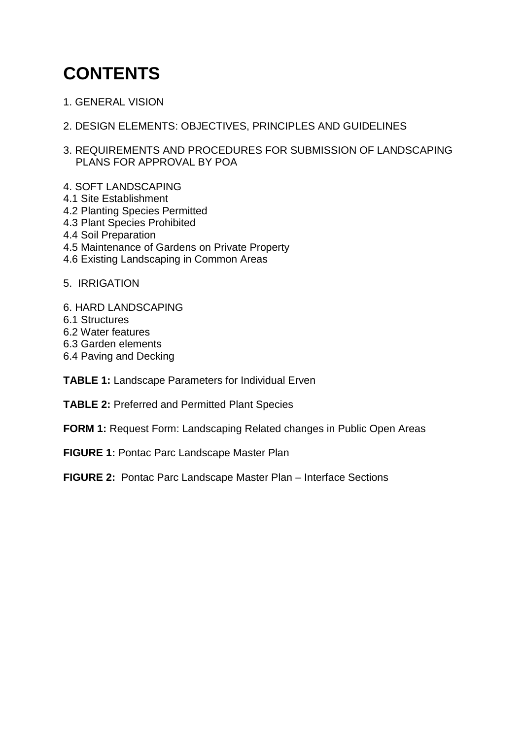# CONTENTS

1. GENERAL VISION

2. DESIGN ELEMENTS: OBJECTIVES, PRINCIPLES AND GUIDELINES

3. REQUIREMENTS AND PROCEDURES FOR SUBMISSION OF LANDSCAPING PLANS FOR APPROVAL BY POA

4. SOFT LANDSCAPING
4.1 Site Establishment
4.2 Planting Species Permitted
4.3 Plant Species Prohibited
4.4 Soil Preparation
4.5 Maintenance of Gardens on Private Property
4.6 Existing Landscaping in Common Areas

5. IRRIGATION

6. HARD LANDSCAPING
6.1 Structures
6.2 Water features
6.3 Garden elements
6.4 Paving and Decking

**TABLE 1:** Landscape Parameters for Individual Erven

**TABLE 2:** Preferred and Permitted Plant Species

**FORM 1:** Request Form: Landscaping Related changes in Public Open Areas

**FIGURE 1:** Pontac Parc Landscape Master Plan

**FIGURE 2:** Pontac Parc Landscape Master Plan – Interface Sections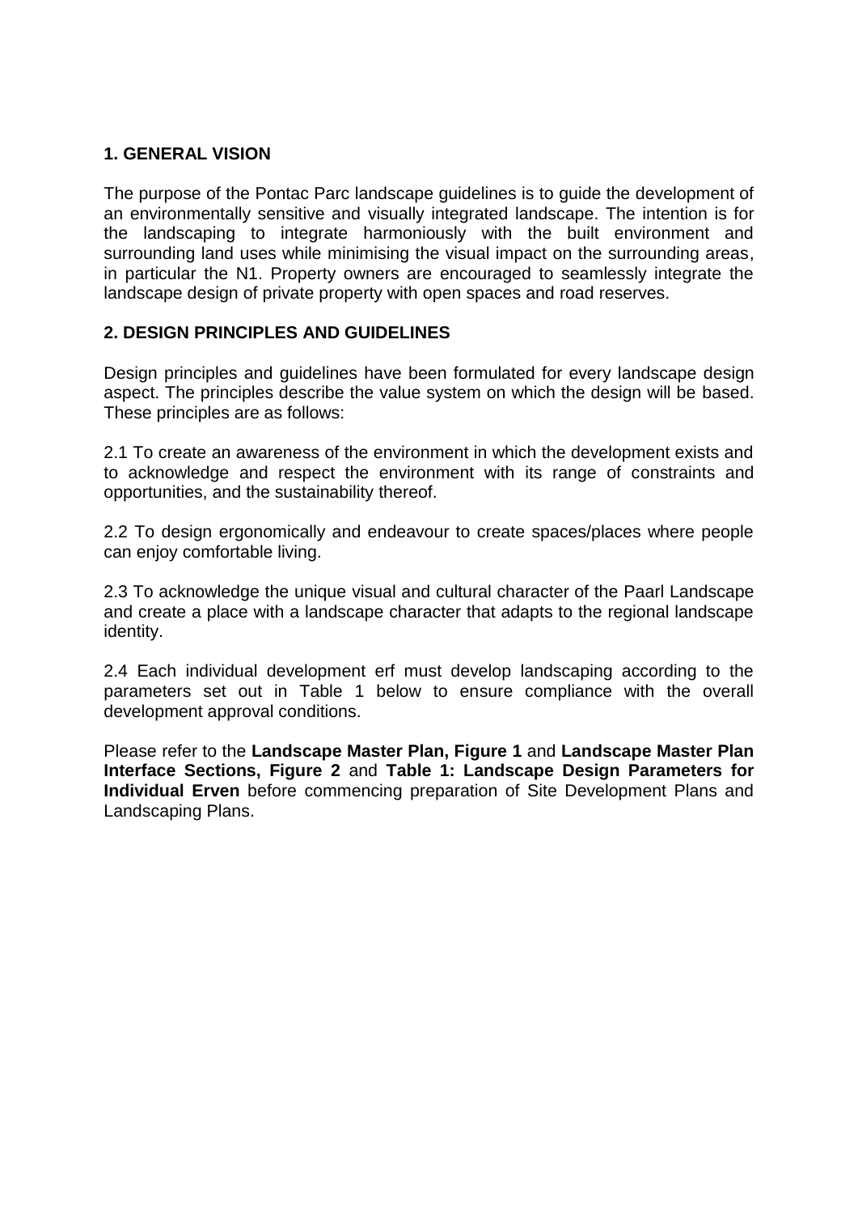## 1. GENERAL VISION

The purpose of the Pontac Parc landscape guidelines is to guide the development of an environmentally sensitive and visually integrated landscape. The intention is for the landscaping to integrate harmoniously with the built environment and surrounding land uses while minimising the visual impact on the surrounding areas, in particular the N1. Property owners are encouraged to seamlessly integrate the landscape design of private property with open spaces and road reserves.

## 2. DESIGN PRINCIPLES AND GUIDELINES

Design principles and guidelines have been formulated for every landscape design aspect. The principles describe the value system on which the design will be based. These principles are as follows:

2.1 To create an awareness of the environment in which the development exists and to acknowledge and respect the environment with its range of constraints and opportunities, and the sustainability thereof.

2.2 To design ergonomically and endeavour to create spaces/places where people can enjoy comfortable living.

2.3 To acknowledge the unique visual and cultural character of the Paarl Landscape and create a place with a landscape character that adapts to the regional landscape identity.

2.4 Each individual development erf must develop landscaping according to the parameters set out in Table 1 below to ensure compliance with the overall development approval conditions.

Please refer to the **Landscape Master Plan, Figure 1** and **Landscape Master Plan Interface Sections, Figure 2** and **Table 1: Landscape Design Parameters for Individual Erven** before commencing preparation of Site Development Plans and Landscaping Plans.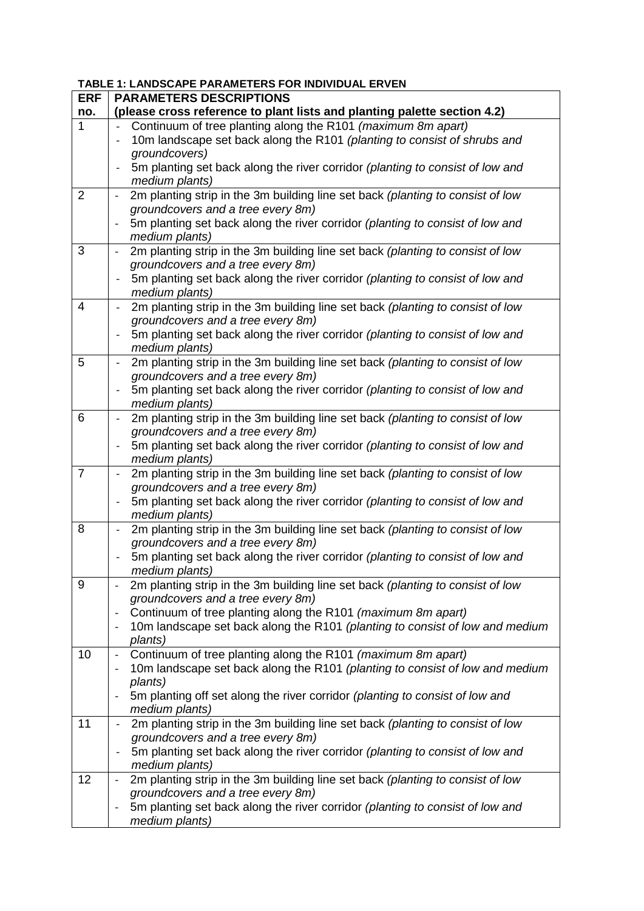**TABLE 1: LANDSCAPE PARAMETERS FOR INDIVIDUAL ERVEN**

| ERF no. | PARAMETERS DESCRIPTIONS (please cross reference to plant lists and planting palette section 4.2) |
|---|---|
| 1 | - Continuum of tree planting along the R101 *(maximum 8m apart)*<br>- 10m landscape set back along the R101 *(planting to consist of shrubs and groundcovers)*<br>- 5m planting set back along the river corridor *(planting to consist of low and medium plants)* |
| 2 | - 2m planting strip in the 3m building line set back *(planting to consist of low groundcovers and a tree every 8m)*<br>- 5m planting set back along the river corridor *(planting to consist of low and medium plants)* |
| 3 | - 2m planting strip in the 3m building line set back *(planting to consist of low groundcovers and a tree every 8m)*<br>- 5m planting set back along the river corridor *(planting to consist of low and medium plants)* |
| 4 | - 2m planting strip in the 3m building line set back *(planting to consist of low groundcovers and a tree every 8m)*<br>- 5m planting set back along the river corridor *(planting to consist of low and medium plants)* |
| 5 | - 2m planting strip in the 3m building line set back *(planting to consist of low groundcovers and a tree every 8m)*<br>- 5m planting set back along the river corridor *(planting to consist of low and medium plants)* |
| 6 | - 2m planting strip in the 3m building line set back *(planting to consist of low groundcovers and a tree every 8m)*<br>- 5m planting set back along the river corridor *(planting to consist of low and medium plants)* |
| 7 | - 2m planting strip in the 3m building line set back *(planting to consist of low groundcovers and a tree every 8m)*<br>- 5m planting set back along the river corridor *(planting to consist of low and medium plants)* |
| 8 | - 2m planting strip in the 3m building line set back *(planting to consist of low groundcovers and a tree every 8m)*<br>- 5m planting set back along the river corridor *(planting to consist of low and medium plants)* |
| 9 | - 2m planting strip in the 3m building line set back *(planting to consist of low groundcovers and a tree every 8m)*<br>- Continuum of tree planting along the R101 *(maximum 8m apart)*<br>- 10m landscape set back along the R101 *(planting to consist of low and medium plants)* |
| 10 | - Continuum of tree planting along the R101 *(maximum 8m apart)*<br>- 10m landscape set back along the R101 *(planting to consist of low and medium plants)*<br>- 5m planting off set along the river corridor *(planting to consist of low and medium plants)* |
| 11 | - 2m planting strip in the 3m building line set back *(planting to consist of low groundcovers and a tree every 8m)*<br>- 5m planting set back along the river corridor *(planting to consist of low and medium plants)* |
| 12 | - 2m planting strip in the 3m building line set back *(planting to consist of low groundcovers and a tree every 8m)*<br>- 5m planting set back along the river corridor *(planting to consist of low and medium plants)* |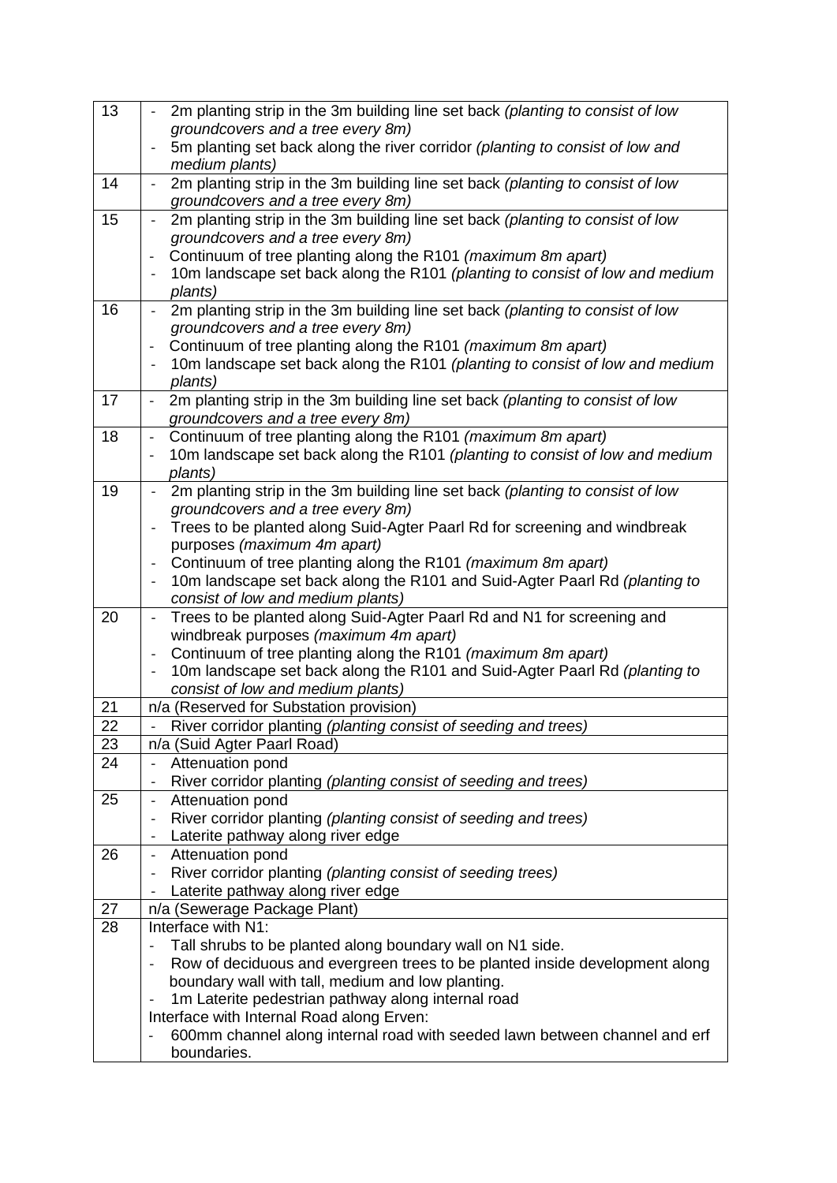| | |
|---|---|
| 13 | - 2m planting strip in the 3m building line set back *(planting to consist of low groundcovers and a tree every 8m)*<br>- 5m planting set back along the river corridor *(planting to consist of low and medium plants)* |
| 14 | - 2m planting strip in the 3m building line set back *(planting to consist of low groundcovers and a tree every 8m)* |
| 15 | - 2m planting strip in the 3m building line set back *(planting to consist of low groundcovers and a tree every 8m)*<br>- Continuum of tree planting along the R101 *(maximum 8m apart)*<br>- 10m landscape set back along the R101 *(planting to consist of low and medium plants)* |
| 16 | - 2m planting strip in the 3m building line set back *(planting to consist of low groundcovers and a tree every 8m)*<br>- Continuum of tree planting along the R101 *(maximum 8m apart)*<br>- 10m landscape set back along the R101 *(planting to consist of low and medium plants)* |
| 17 | - 2m planting strip in the 3m building line set back *(planting to consist of low groundcovers and a tree every 8m)* |
| 18 | - Continuum of tree planting along the R101 *(maximum 8m apart)*<br>- 10m landscape set back along the R101 *(planting to consist of low and medium plants)* |
| 19 | - 2m planting strip in the 3m building line set back *(planting to consist of low groundcovers and a tree every 8m)*<br>- Trees to be planted along Suid-Agter Paarl Rd for screening and windbreak purposes *(maximum 4m apart)*<br>- Continuum of tree planting along the R101 *(maximum 8m apart)*<br>- 10m landscape set back along the R101 and Suid-Agter Paarl Rd *(planting to consist of low and medium plants)* |
| 20 | - Trees to be planted along Suid-Agter Paarl Rd and N1 for screening and windbreak purposes *(maximum 4m apart)*<br>- Continuum of tree planting along the R101 *(maximum 8m apart)*<br>- 10m landscape set back along the R101 and Suid-Agter Paarl Rd *(planting to consist of low and medium plants)* |
| 21 | n/a (Reserved for Substation provision) |
| 22 | - River corridor planting *(planting consist of seeding and trees)* |
| 23 | n/a (Suid Agter Paarl Road) |
| 24 | - Attenuation pond<br>- River corridor planting *(planting consist of seeding and trees)* |
| 25 | - Attenuation pond<br>- River corridor planting *(planting consist of seeding and trees)*<br>- Laterite pathway along river edge |
| 26 | - Attenuation pond<br>- River corridor planting *(planting consist of seeding trees)*<br>- Laterite pathway along river edge |
| 27 | n/a (Sewerage Package Plant) |
| 28 | Interface with N1:<br>- Tall shrubs to be planted along boundary wall on N1 side.<br>- Row of deciduous and evergreen trees to be planted inside development along boundary wall with tall, medium and low planting.<br>- 1m Laterite pedestrian pathway along internal road<br>Interface with Internal Road along Erven:<br>- 600mm channel along internal road with seeded lawn between channel and erf boundaries. |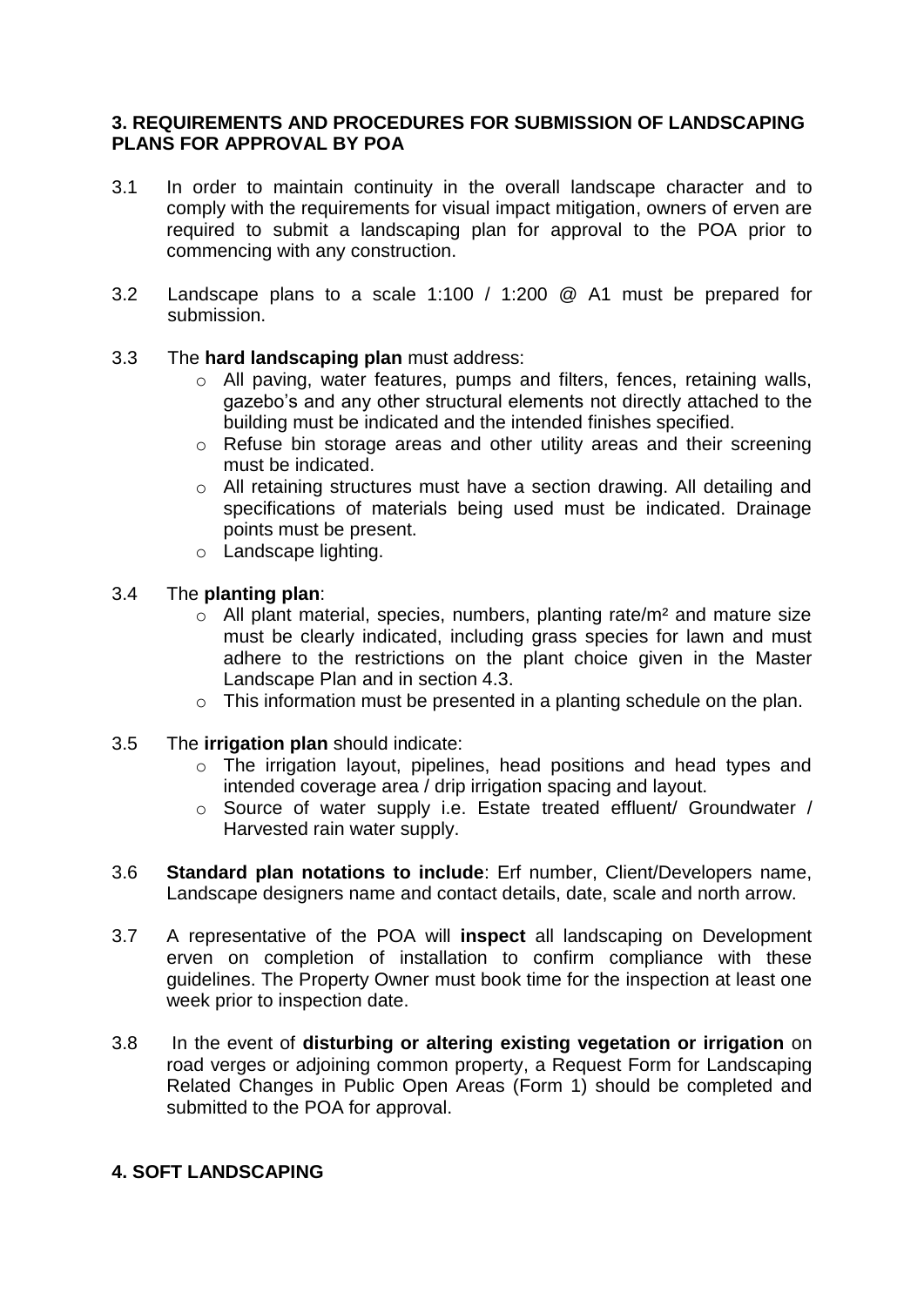## 3. REQUIREMENTS AND PROCEDURES FOR SUBMISSION OF LANDSCAPING PLANS FOR APPROVAL BY POA

3.1 In order to maintain continuity in the overall landscape character and to comply with the requirements for visual impact mitigation, owners of erven are required to submit a landscaping plan for approval to the POA prior to commencing with any construction.

3.2 Landscape plans to a scale 1:100 / 1:200 @ A1 must be prepared for submission.

3.3 The **hard landscaping plan** must address:

- All paving, water features, pumps and filters, fences, retaining walls, gazebo's and any other structural elements not directly attached to the building must be indicated and the intended finishes specified.
- Refuse bin storage areas and other utility areas and their screening must be indicated.
- All retaining structures must have a section drawing. All detailing and specifications of materials being used must be indicated. Drainage points must be present.
- Landscape lighting.

3.4 The **planting plan**:

- All plant material, species, numbers, planting rate/m² and mature size must be clearly indicated, including grass species for lawn and must adhere to the restrictions on the plant choice given in the Master Landscape Plan and in section 4.3.
- This information must be presented in a planting schedule on the plan.

3.5 The **irrigation plan** should indicate:

- The irrigation layout, pipelines, head positions and head types and intended coverage area / drip irrigation spacing and layout.
- Source of water supply i.e. Estate treated effluent/ Groundwater / Harvested rain water supply.

3.6 **Standard plan notations to include**: Erf number, Client/Developers name, Landscape designers name and contact details, date, scale and north arrow.

3.7 A representative of the POA will **inspect** all landscaping on Development erven on completion of installation to confirm compliance with these guidelines. The Property Owner must book time for the inspection at least one week prior to inspection date.

3.8 In the event of **disturbing or altering existing vegetation or irrigation** on road verges or adjoining common property, a Request Form for Landscaping Related Changes in Public Open Areas (Form 1) should be completed and submitted to the POA for approval.

## 4. SOFT LANDSCAPING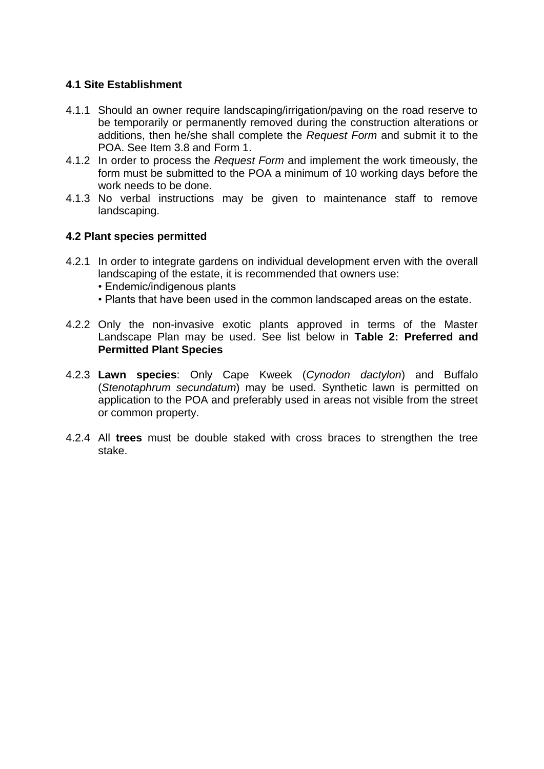### 4.1 Site Establishment

4.1.1 Should an owner require landscaping/irrigation/paving on the road reserve to be temporarily or permanently removed during the construction alterations or additions, then he/she shall complete the *Request Form* and submit it to the POA. See Item 3.8 and Form 1.

4.1.2 In order to process the *Request Form* and implement the work timeously, the form must be submitted to the POA a minimum of 10 working days before the work needs to be done.

4.1.3 No verbal instructions may be given to maintenance staff to remove landscaping.

### 4.2 Plant species permitted

4.2.1 In order to integrate gardens on individual development erven with the overall landscaping of the estate, it is recommended that owners use:
- Endemic/indigenous plants
- Plants that have been used in the common landscaped areas on the estate.

4.2.2 Only the non-invasive exotic plants approved in terms of the Master Landscape Plan may be used. See list below in **Table 2: Preferred and Permitted Plant Species**

4.2.3 **Lawn species**: Only Cape Kweek (*Cynodon dactylon*) and Buffalo (*Stenotaphrum secundatum*) may be used. Synthetic lawn is permitted on application to the POA and preferably used in areas not visible from the street or common property.

4.2.4 All **trees** must be double staked with cross braces to strengthen the tree stake.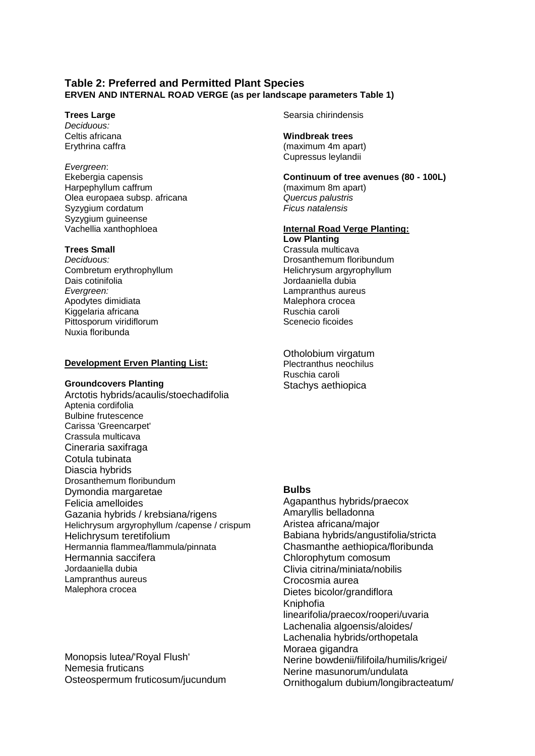### Table 2: Preferred and Permitted Plant Species

**ERVEN AND INTERNAL ROAD VERGE (as per landscape parameters Table 1)**

**Trees Large**

*Deciduous:*
Celtis africana
Erythrina caffra

*Evergreen*:
Ekebergia capensis
Harpephyllum caffrum
Olea europaea subsp. africana
Syzygium cordatum
Syzygium guineense
Vachellia xanthophloea

**Trees Small**

*Deciduous:*
Combretum erythrophyllum
Dais cotinifolia
*Evergreen:*
Apodytes dimidiata
Kiggelaria africana
Pittosporum viridiflorum
Nuxia floribunda

**Development Erven Planting List:**

**Groundcovers Planting**

Arctotis hybrids/acaulis/stoechadifolia
Aptenia cordifolia
Bulbine frutescence
Carissa 'Greencarpet'
Crassula multicava
Cineraria saxifraga
Cotula tubinata
Diascia hybrids
Drosanthemum floribundum
Dymondia margaretae
Felicia amelloides
Gazania hybrids / krebsiana/rigens
Helichrysum argyrophyllum /capense / crispum
Helichrysum teretifolium
Hermannia flammea/flammula/pinnata
Hermannia saccifera
Jordaaniella dubia
Lampranthus aureus
Malephora crocea

Monopsis lutea/'Royal Flush'
Nemesia fruticans
Osteospermum fruticosum/jucundum

Searsia chirindensis

**Windbreak trees**

(maximum 4m apart)
Cupressus leylandii

**Continuum of tree avenues (80 - 100L)**

(maximum 8m apart)
*Quercus palustris*
*Ficus natalensis*

**Internal Road Verge Planting:**

**Low Planting**

Crassula multicava
Drosanthemum floribundum
Helichrysum argyrophyllum
Jordaaniella dubia
Lampranthus aureus
Malephora crocea
Ruschia caroli
Scenecio ficoides

Otholobium virgatum
Plectranthus neochilus
Ruschia caroli
Stachys aethiopica

**Bulbs**

Agapanthus hybrids/praecox
Amaryllis belladonna
Aristea africana/major
Babiana hybrids/angustifolia/stricta
Chasmanthe aethiopica/floribunda
Chlorophytum comosum
Clivia citrina/miniata/nobilis
Crocosmia aurea
Dietes bicolor/grandiflora
Kniphofia linearifolia/praecox/rooperi/uvaria
Lachenalia algoensis/aloides/
Lachenalia hybrids/orthopetala
Moraea gigandra
Nerine bowdenii/filifoila/humilis/krigei/
Nerine masunorum/undulata
Ornithogalum dubium/longibracteatum/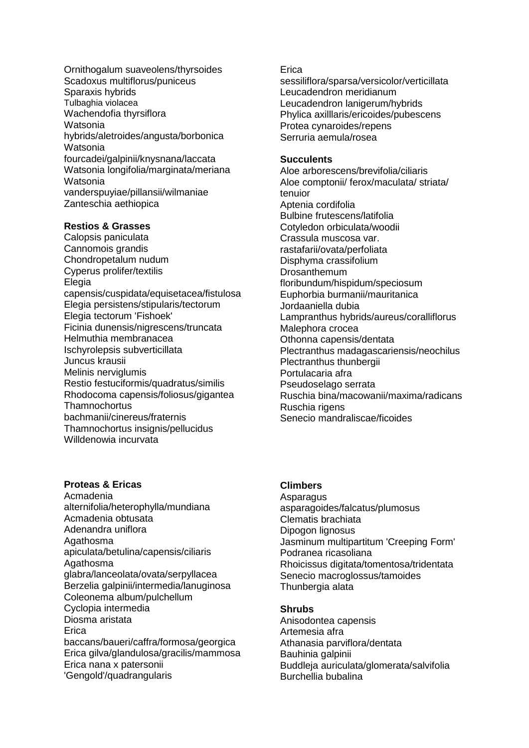Ornithogalum suaveolens/thyrsoides
Scadoxus multiflorus/puniceus
Sparaxis hybrids
Tulbaghia violacea
Wachendofia thyrsiflora
Watsonia hybrids/aletroides/angusta/borbonica
Watsonia fourcadei/galpinii/knysnana/laccata
Watsonia longifolia/marginata/meriana
Watsonia vanderspuyiae/pillansii/wilmaniae
Zanteschia aethiopica

**Restios & Grasses**
Calopsis paniculata
Cannomois grandis
Chondropetalum nudum
Cyperus prolifer/textilis
Elegia capensis/cuspidata/equisetacea/fistulosa
Elegia persistens/stipularis/tectorum
Elegia tectorum 'Fishoek'
Ficinia dunensis/nigrescens/truncata
Helmuthia membranacea
Ischyrolepsis subverticillata
Juncus krausii
Melinis nerviglumis
Restio festuciformis/quadratus/similis
Rhodocoma capensis/foliosus/gigantea
Thamnochortus bachmanii/cinereus/fraternis
Thamnochortus insignis/pellucidus
Willdenowia incurvata

**Proteas & Ericas**
Acmadenia alternifolia/heterophylla/mundiana
Acmadenia obtusata
Adenandra uniflora
Agathosma apiculata/betulina/capensis/ciliaris
Agathosma glabra/lanceolata/ovata/serpyllacea
Berzelia galpinii/intermedia/lanuginosa
Coleonema album/pulchellum
Cyclopia intermedia
Diosma aristata
Erica baccans/baueri/caffra/formosa/georgica
Erica gilva/glandulosa/gracilis/mammosa
Erica nana x patersonii 'Gengold'/quadrangularis
Erica sessiliflora/sparsa/versicolor/verticillata
Leucadendron meridianum
Leucadendron lanigerum/hybrids
Phylica axilllaris/ericoides/pubescens
Protea cynaroides/repens
Serruria aemula/rosea

**Succulents**
Aloe arborescens/brevifolia/ciliaris
Aloe comptonii/ ferox/maculata/ striata/ tenuior
Aptenia cordifolia
Bulbine frutescens/latifolia
Cotyledon orbiculata/woodii
Crassula muscosa var. rastafarii/ovata/perfoliata
Disphyma crassifolium
Drosanthemum floribundum/hispidum/speciosum
Euphorbia burmanii/mauritanica
Jordaaniella dubia
Lampranthus hybrids/aureus/coralliflorus
Malephora crocea
Othonna capensis/dentata
Plectranthus madagascariensis/neochilus
Plectranthus thunbergii
Portulacaria afra
Pseudoselago serrata
Ruschia bina/macowanii/maxima/radicans
Ruschia rigens
Senecio mandraliscae/ficoides

**Climbers**
Asparagus asparagoides/falcatus/plumosus
Clematis brachiata
Dipogon lignosus
Jasminum multipartitum 'Creeping Form'
Podranea ricasoliana
Rhoicissus digitata/tomentosa/tridentata
Senecio macroglossus/tamoides
Thunbergia alata

**Shrubs**
Anisodontea capensis
Artemesia afra
Athanasia parviflora/dentata
Bauhinia galpinii
Buddleja auriculata/glomerata/salvifolia
Burchellia bubalina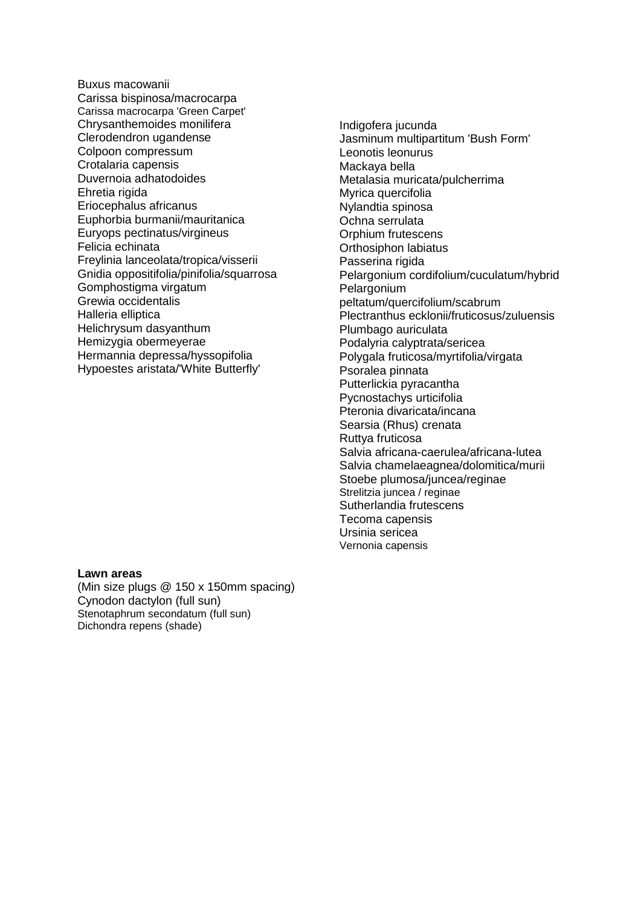Buxus macowanii
Carissa bispinosa/macrocarpa
Carissa macrocarpa 'Green Carpet'
Chrysanthemoides monilifera
Clerodendron ugandense
Colpoon compressum
Crotalaria capensis
Duvernoia adhatodoides
Ehretia rigida
Eriocephalus africanus
Euphorbia burmanii/mauritanica
Euryops pectinatus/virgineus
Felicia echinata
Freylinia lanceolata/tropica/visserii
Gnidia oppositifolia/pinifolia/squarrosa
Gomphostigma virgatum
Grewia occidentalis
Halleria elliptica
Helichrysum dasyanthum
Hemizygia obermeyerae
Hermannia depressa/hyssopifolia
Hypoestes aristata/'White Butterfly'
Indigofera jucunda
Jasminum multipartitum 'Bush Form'
Leonotis leonurus
Mackaya bella
Metalasia muricata/pulcherrima
Myrica quercifolia
Nylandtia spinosa
Ochna serrulata
Orphium frutescens
Orthosiphon labiatus
Passerina rigida
Pelargonium cordifolium/cuculatum/hybrid
Pelargonium peltatum/quercifolium/scabrum
Plectranthus ecklonii/fruticosus/zuluensis
Plumbago auriculata
Podalyria calyptrata/sericea
Polygala fruticosa/myrtifolia/virgata
Psoralea pinnata
Putterlickia pyracantha
Pycnostachys urticifolia
Pteronia divaricata/incana
Searsia (Rhus) crenata
Ruttya fruticosa
Salvia africana-caerulea/africana-lutea
Salvia chamelaeagnea/dolomitica/murii
Stoebe plumosa/juncea/reginae
Strelitzia juncea / reginae
Sutherlandia frutescens
Tecoma capensis
Ursinia sericea
Vernonia capensis

**Lawn areas**
(Min size plugs @ 150 x 150mm spacing)
Cynodon dactylon (full sun)
Stenotaphrum secondatum (full sun)
Dichondra repens (shade)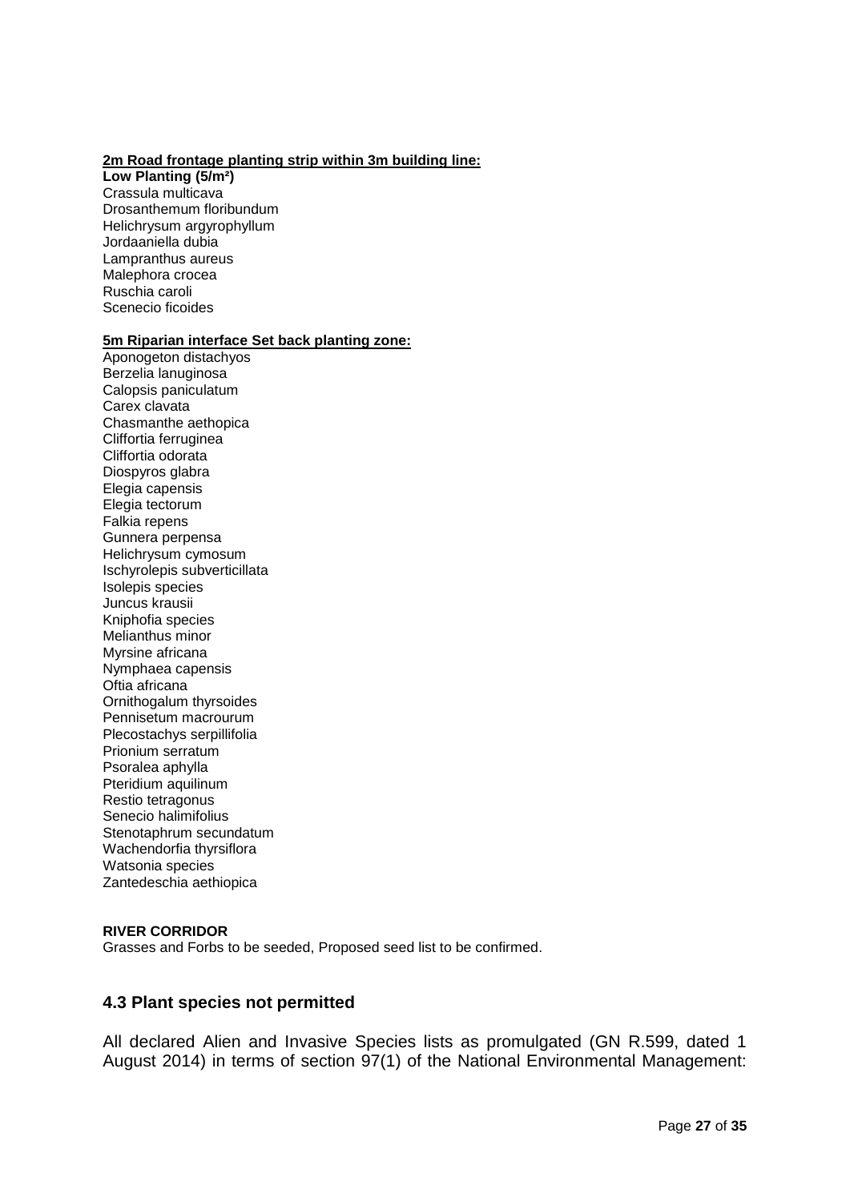**2m Road frontage planting strip within 3m building line:**

**Low Planting (5/m²)**

Crassula multicava
Drosanthemum floribundum
Helichrysum argyrophyllum
Jordaaniella dubia
Lampranthus aureus
Malephora crocea
Ruschia caroli
Scenecio ficoides

**5m Riparian interface Set back planting zone:**

Aponogeton distachyos
Berzelia lanuginosa
Calopsis paniculatum
Carex clavata
Chasmanthe aethopica
Cliffortia ferruginea
Cliffortia odorata
Diospyros glabra
Elegia capensis
Elegia tectorum
Falkia repens
Gunnera perpensa
Helichrysum cymosum
Ischyrolepis subverticillata
Isolepis species
Juncus krausii
Kniphofia species
Melianthus minor
Myrsine africana
Nymphaea capensis
Oftia africana
Ornithogalum thyrsoides
Pennisetum macrourum
Plecostachys serpillifolia
Prionium serratum
Psoralea aphylla
Pteridium aquilinum
Restio tetragonus
Senecio halimifolius
Stenotaphrum secundatum
Wachendorfia thyrsiflora
Watsonia species
Zantedeschia aethiopica

**RIVER CORRIDOR**

Grasses and Forbs to be seeded, Proposed seed list to be confirmed.

### 4.3 Plant species not permitted

All declared Alien and Invasive Species lists as promulgated (GN R.599, dated 1 August 2014) in terms of section 97(1) of the National Environmental Management: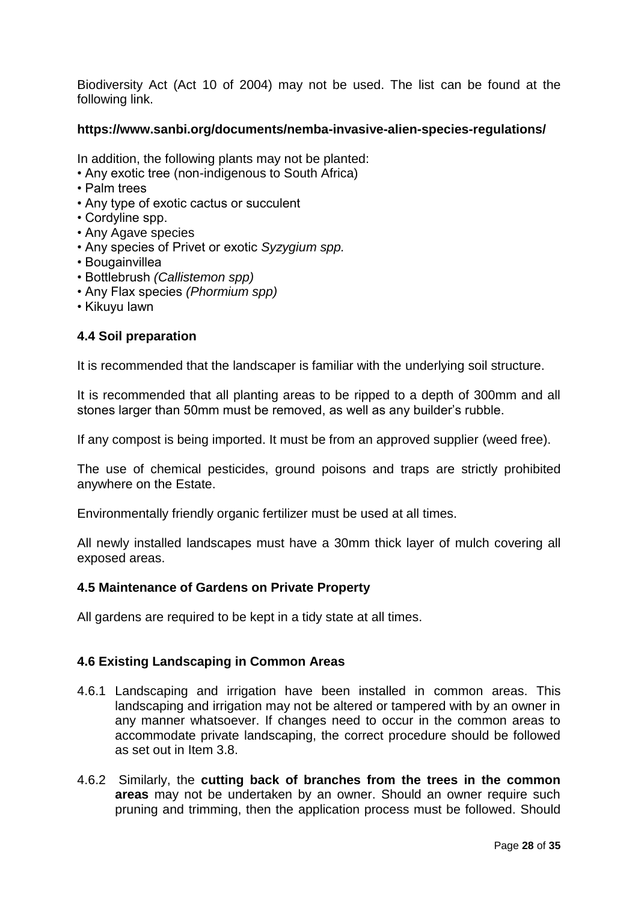Biodiversity Act (Act 10 of 2004) may not be used. The list can be found at the following link.

**https://www.sanbi.org/documents/nemba-invasive-alien-species-regulations/**

In addition, the following plants may not be planted:

- Any exotic tree (non-indigenous to South Africa)
- Palm trees
- Any type of exotic cactus or succulent
- Cordyline spp.
- Any Agave species
- Any species of Privet or exotic *Syzygium spp.*
- Bougainvillea
- Bottlebrush *(Callistemon spp)*
- Any Flax species *(Phormium spp)*
- Kikuyu lawn

### 4.4 Soil preparation

It is recommended that the landscaper is familiar with the underlying soil structure.

It is recommended that all planting areas to be ripped to a depth of 300mm and all stones larger than 50mm must be removed, as well as any builder's rubble.

If any compost is being imported. It must be from an approved supplier (weed free).

The use of chemical pesticides, ground poisons and traps are strictly prohibited anywhere on the Estate.

Environmentally friendly organic fertilizer must be used at all times.

All newly installed landscapes must have a 30mm thick layer of mulch covering all exposed areas.

### 4.5 Maintenance of Gardens on Private Property

All gardens are required to be kept in a tidy state at all times.

### 4.6 Existing Landscaping in Common Areas

4.6.1 Landscaping and irrigation have been installed in common areas. This landscaping and irrigation may not be altered or tampered with by an owner in any manner whatsoever. If changes need to occur in the common areas to accommodate private landscaping, the correct procedure should be followed as set out in Item 3.8.

4.6.2 Similarly, the **cutting back of branches from the trees in the common areas** may not be undertaken by an owner. Should an owner require such pruning and trimming, then the application process must be followed. Should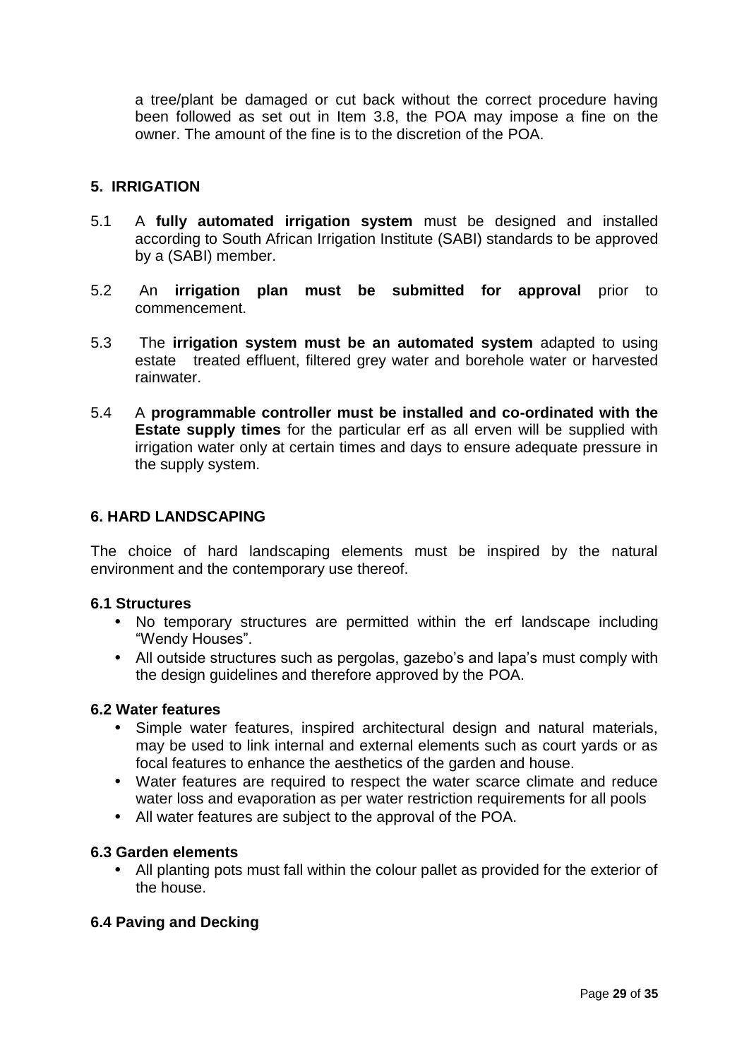a tree/plant be damaged or cut back without the correct procedure having been followed as set out in Item 3.8, the POA may impose a fine on the owner. The amount of the fine is to the discretion of the POA.

## 5. IRRIGATION

5.1 A **fully automated irrigation system** must be designed and installed according to South African Irrigation Institute (SABI) standards to be approved by a (SABI) member.

5.2 An **irrigation plan must be submitted for approval** prior to commencement.

5.3 The **irrigation system must be an automated system** adapted to using estate treated effluent, filtered grey water and borehole water or harvested rainwater.

5.4 A **programmable controller must be installed and co-ordinated with the Estate supply times** for the particular erf as all erven will be supplied with irrigation water only at certain times and days to ensure adequate pressure in the supply system.

## 6. HARD LANDSCAPING

The choice of hard landscaping elements must be inspired by the natural environment and the contemporary use thereof.

### 6.1 Structures

- No temporary structures are permitted within the erf landscape including "Wendy Houses".
- All outside structures such as pergolas, gazebo's and lapa's must comply with the design guidelines and therefore approved by the POA.

### 6.2 Water features

- Simple water features, inspired architectural design and natural materials, may be used to link internal and external elements such as court yards or as focal features to enhance the aesthetics of the garden and house.
- Water features are required to respect the water scarce climate and reduce water loss and evaporation as per water restriction requirements for all pools
- All water features are subject to the approval of the POA.

### 6.3 Garden elements

- All planting pots must fall within the colour pallet as provided for the exterior of the house.

### 6.4 Paving and Decking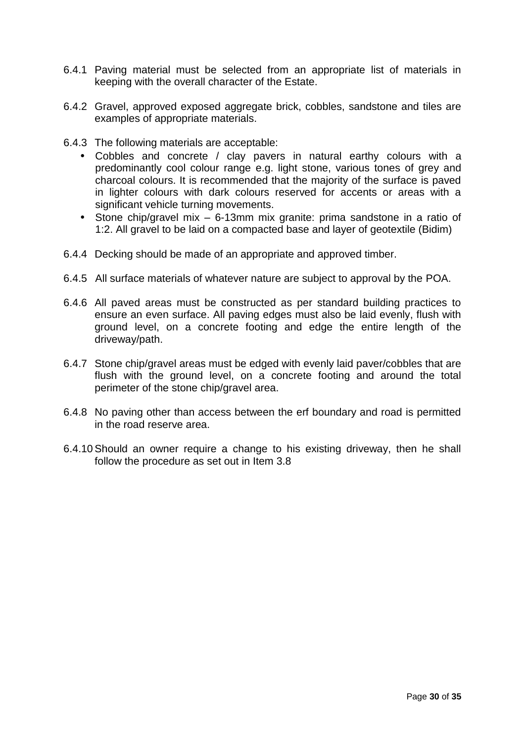6.4.1 Paving material must be selected from an appropriate list of materials in keeping with the overall character of the Estate.

6.4.2 Gravel, approved exposed aggregate brick, cobbles, sandstone and tiles are examples of appropriate materials.

6.4.3 The following materials are acceptable:

- Cobbles and concrete / clay pavers in natural earthy colours with a predominantly cool colour range e.g. light stone, various tones of grey and charcoal colours. It is recommended that the majority of the surface is paved in lighter colours with dark colours reserved for accents or areas with a significant vehicle turning movements.
- Stone chip/gravel mix – 6-13mm mix granite: prima sandstone in a ratio of 1:2. All gravel to be laid on a compacted base and layer of geotextile (Bidim)

6.4.4 Decking should be made of an appropriate and approved timber.

6.4.5 All surface materials of whatever nature are subject to approval by the POA.

6.4.6 All paved areas must be constructed as per standard building practices to ensure an even surface. All paving edges must also be laid evenly, flush with ground level, on a concrete footing and edge the entire length of the driveway/path.

6.4.7 Stone chip/gravel areas must be edged with evenly laid paver/cobbles that are flush with the ground level, on a concrete footing and around the total perimeter of the stone chip/gravel area.

6.4.8 No paving other than access between the erf boundary and road is permitted in the road reserve area.

6.4.10 Should an owner require a change to his existing driveway, then he shall follow the procedure as set out in Item 3.8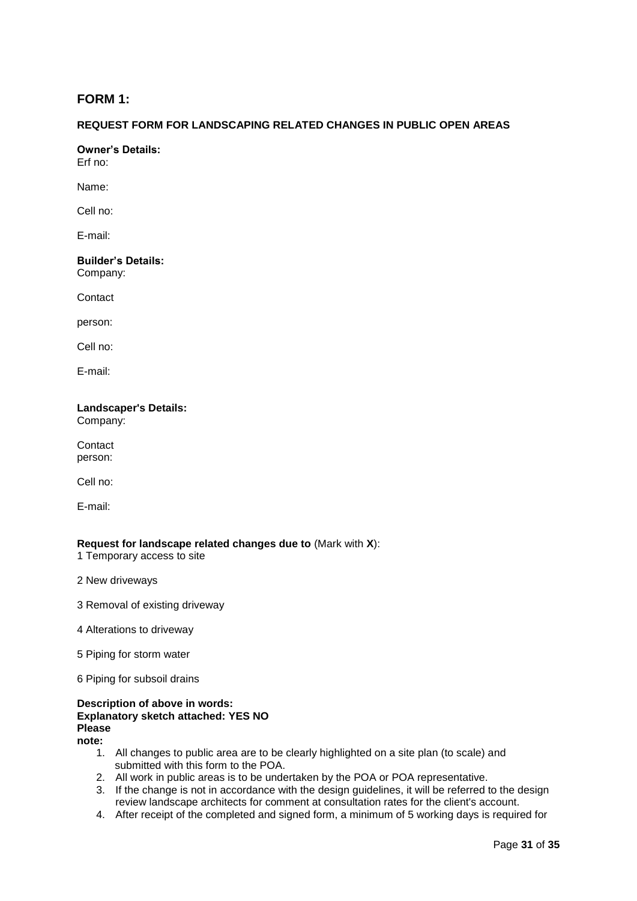## FORM 1:

### REQUEST FORM FOR LANDSCAPING RELATED CHANGES IN PUBLIC OPEN AREAS

**Owner's Details:**

Erf no:

Name:

Cell no:

E-mail:

**Builder's Details:**

Company:

Contact

person:

Cell no:

E-mail:

**Landscaper's Details:**

Company:

Contact
person:

Cell no:

E-mail:

**Request for landscape related changes due to** (Mark with **X**):

1 Temporary access to site

2 New driveways

3 Removal of existing driveway

4 Alterations to driveway

5 Piping for storm water

6 Piping for subsoil drains

**Description of above in words:**

**Explanatory sketch attached: YES NO**

**Please note:**

1. All changes to public area are to be clearly highlighted on a site plan (to scale) and submitted with this form to the POA.
2. All work in public areas is to be undertaken by the POA or POA representative.
3. If the change is not in accordance with the design guidelines, it will be referred to the design review landscape architects for comment at consultation rates for the client's account.
4. After receipt of the completed and signed form, a minimum of 5 working days is required for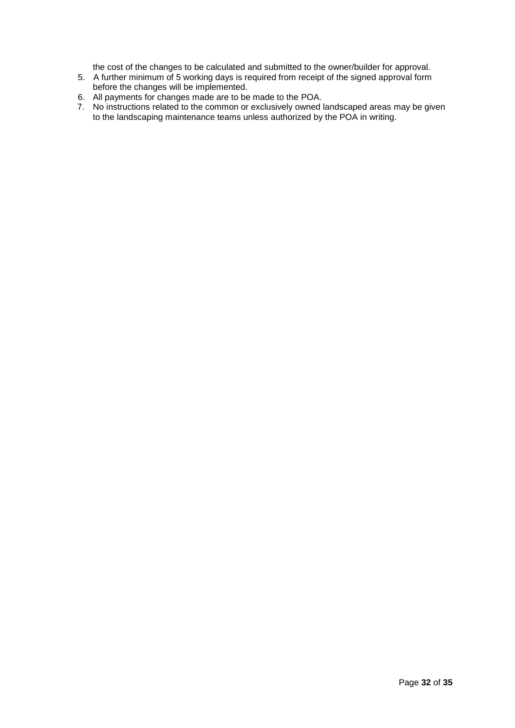the cost of the changes to be calculated and submitted to the owner/builder for approval.

5. A further minimum of 5 working days is required from receipt of the signed approval form before the changes will be implemented.
6. All payments for changes made are to be made to the POA.
7. No instructions related to the common or exclusively owned landscaped areas may be given to the landscaping maintenance teams unless authorized by the POA in writing.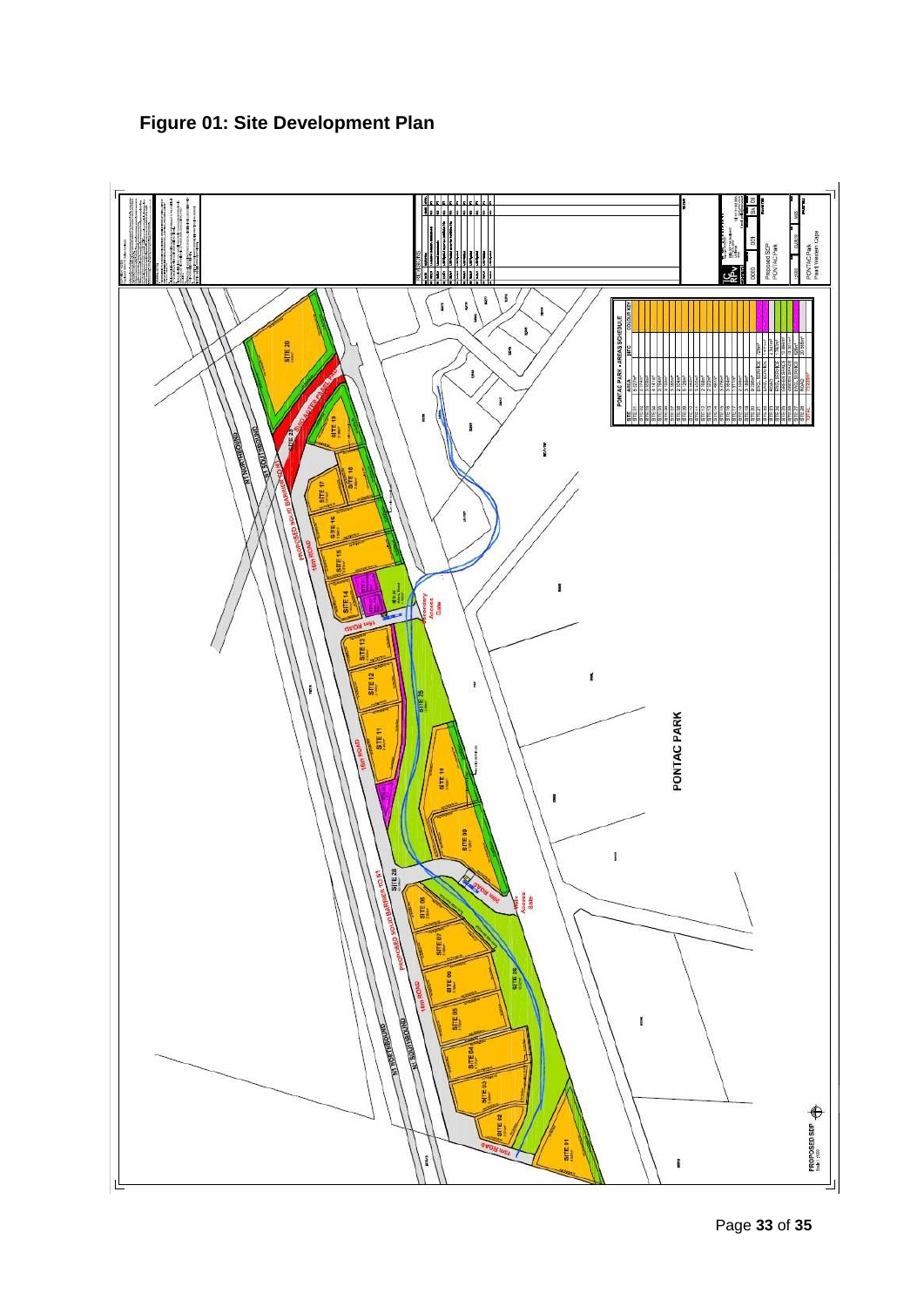**Figure 01: Site Development Plan**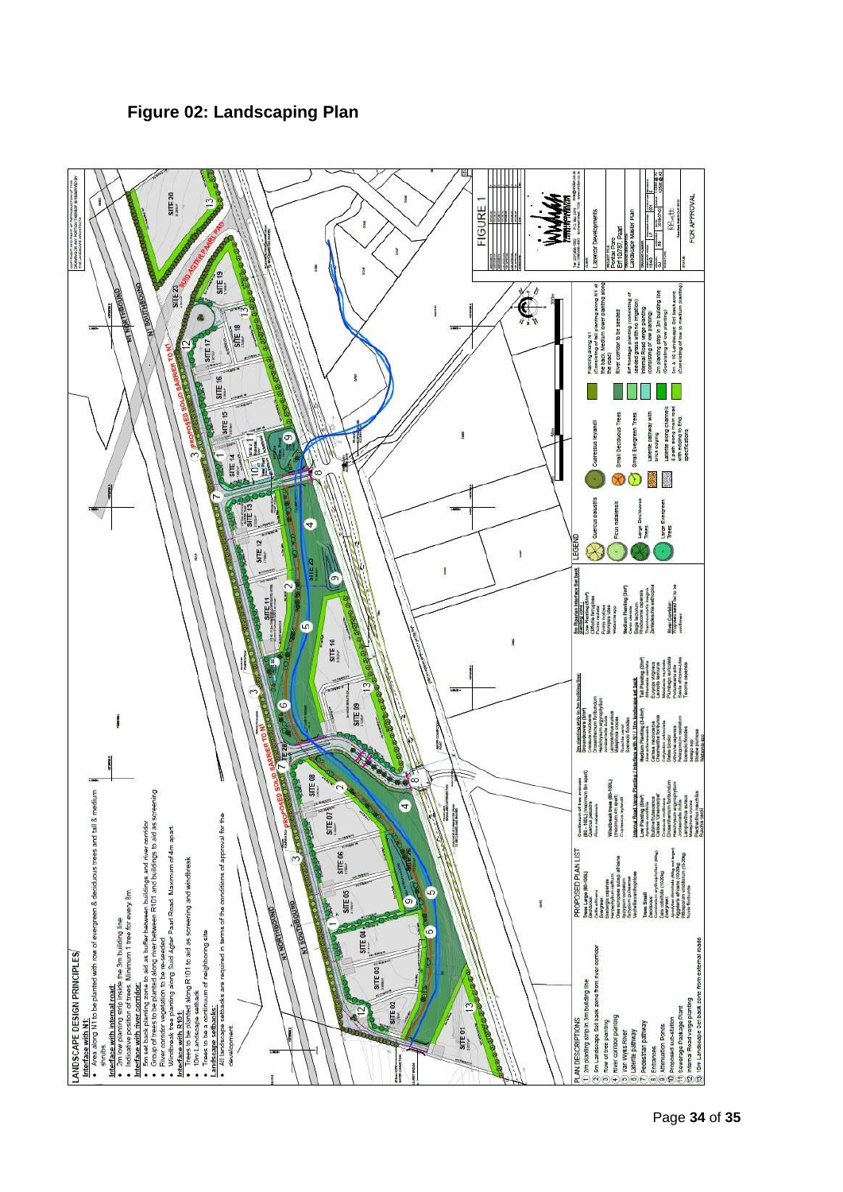# Figure 02: Landscaping Plan

**LANDSCAPE DESIGN PRINCIPLES**

**Interface with N1:**
- Area along N1 to be planted with row of evergreen & deciduous trees and tall & medium shrubs.

**Interface with internal road:**
- 2m low planting strip inside the 3m building line.
- Indicative position of trees. Minimum 1 tree for every 8m.

**Interface with river corridor:**
- 5m set back planting zone to aid as buffer between buildings and river corridor.
- Group of trees to be planted along river between R101 and buildings to aid as screening.
- River corridor vegetation to be re-seeded.
- Windbreak tree planting along Suid Agter Paarl Road. Maximum of 4m apart.

**Interface with R101:**
- Trees to be planted along R101 to aid as screening and windbreak.
- 10m Landscape setback.
- Trees to be a continuum of neighboring site.

**Landscape setbacks:**
- All landscape setbacks are required in terms of the conditions of approval for the development.

**PLAN DESCRIPTIONS**

1. 2m planting strip in 3m building line
2. 5m Landscape Set back zone from river corridor
3. Row of tree planting
4. River corridor planting
5. Van Wyks River
6. Laterite pathway
7. Pedestrian pathway
8. Entrances
9. Attenuation Ponds
10. Proposed sub-station
11. Sewerage Package Plant
12. Internal Road verge planting
13. 10m Landscape Set back zone from external roads

FIGURE 1

FOR APPROVAL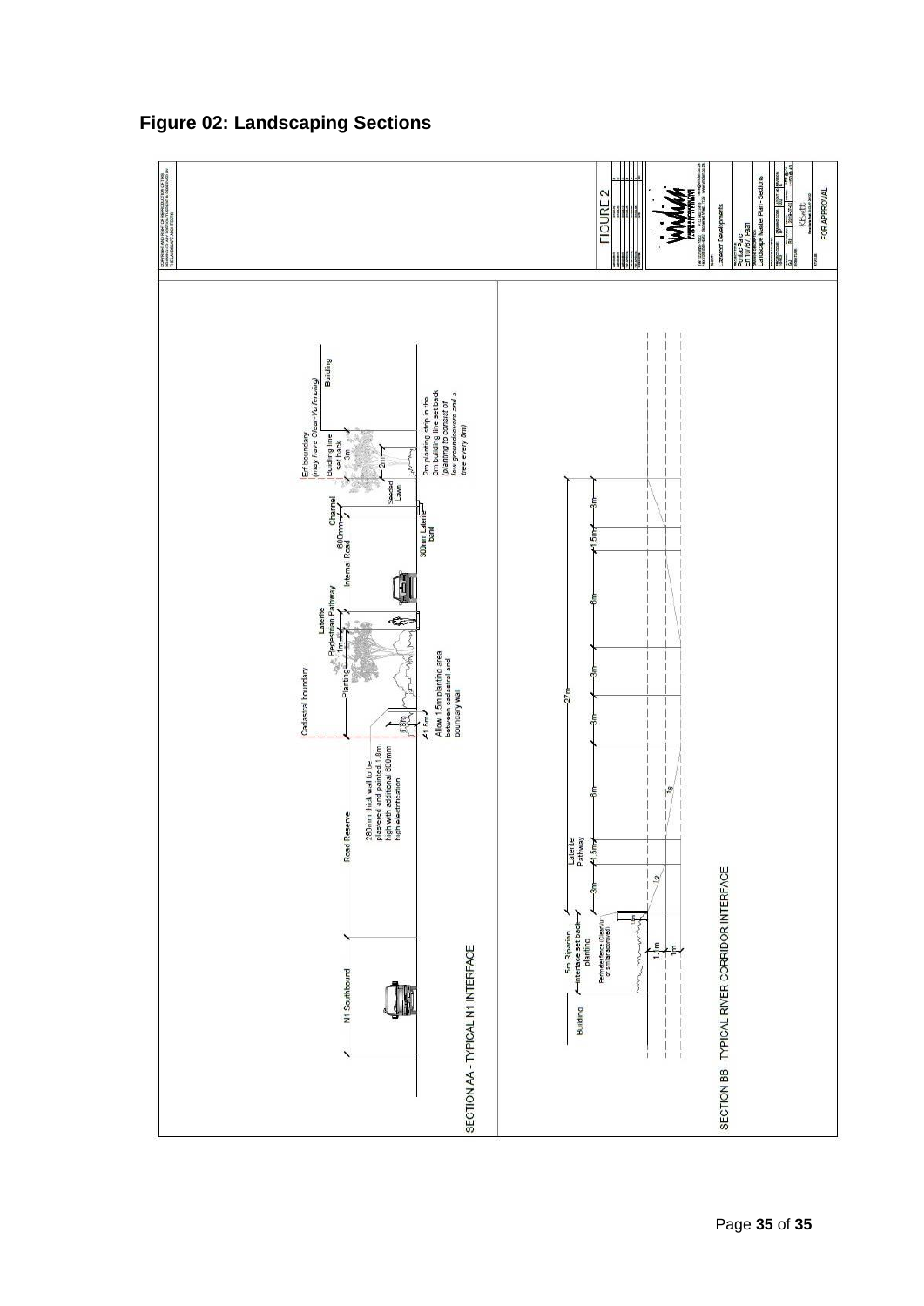**Figure 02: Landscaping Sections**

SECTION AA - TYPICAL N1 INTERFACE

N1 Southbound

Road Reserve

280mm thick wall to be plastered and painted 1.8m high with additional 600mm high electrification

Cadastral boundary

1.8m

1.5m

Allow 1.5m planting area between cadastral and boundary wall

Planting

1m

Laterite Pedestrian Pathway

Internal Road

600mm

Channel

300mm Laterite band

Seeded Lawn

2m

Building line set back 3m

Erf boundary (may have Clear-Vu fencing)

3m planting strip in the 3m building line set back (planting to consist of low groundcovers and a tree every 8m)

Building

SECTION BB - TYPICAL RIVER CORRIDOR INTERFACE

Building

5m Riparian interface set back planting

Perimeter fence (Clearvu or similar approved)

Laterite Pathway

3m

1.5m

6m

3m

3m

6m

1.5m

3m

27m

1:3

1:8

1m

1m

1m

FIGURE 2

Lazercor Developments

Portion Paro Erf 10/787, Paarl

Landscape Master Plan - Sections

FOR APPROVAL